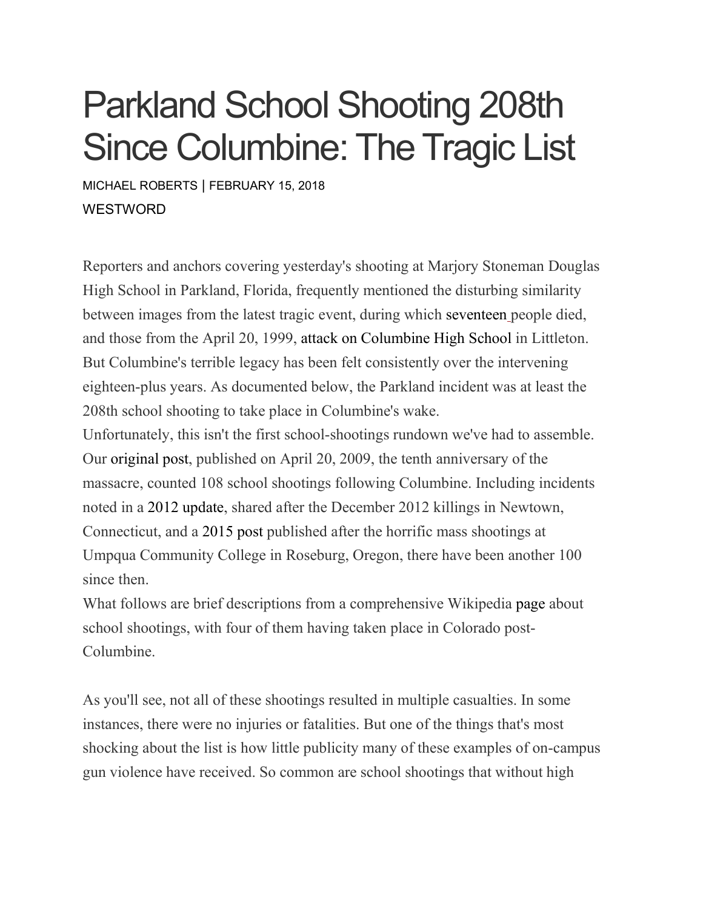# Parkland School Shooting 208th Since Columbine: The Tragic List

MICHAEL ROBERTS | FEBRUARY 15, 2018

WESTWORD

Reporters and anchors covering yesterday's shooting at Marjory Stoneman Douglas High School in Parkland, Florida, frequently mentioned the disturbing similarity between images from the latest tragic event, during which seventeen people died, and those from the April 20, 1999, attack on Columbine High School in Littleton. But Columbine's terrible legacy has been felt consistently over the intervening eighteen-plus years. As documented below, the Parkland incident was at least the 208th school shooting to take place in Columbine's wake.

Unfortunately, this isn't the first school-shootings rundown we've had to assemble. Our original post, published on April 20, 2009, the tenth anniversary of the massacre, counted 108 school shootings following Columbine. Including incidents noted in a 2012 update, shared after the December 2012 killings in Newtown, Connecticut, and a 2015 post published after the horrific mass shootings at Umpqua Community College in Roseburg, Oregon, there have been another 100 since then.

What follows are brief descriptions from a comprehensive Wikipedia page about school shootings, with four of them having taken place in Colorado post-Columbine.

As you'll see, not all of these shootings resulted in multiple casualties. In some instances, there were no injuries or fatalities. But one of the things that's most shocking about the list is how little publicity many of these examples of on-campus gun violence have received. So common are school shootings that without high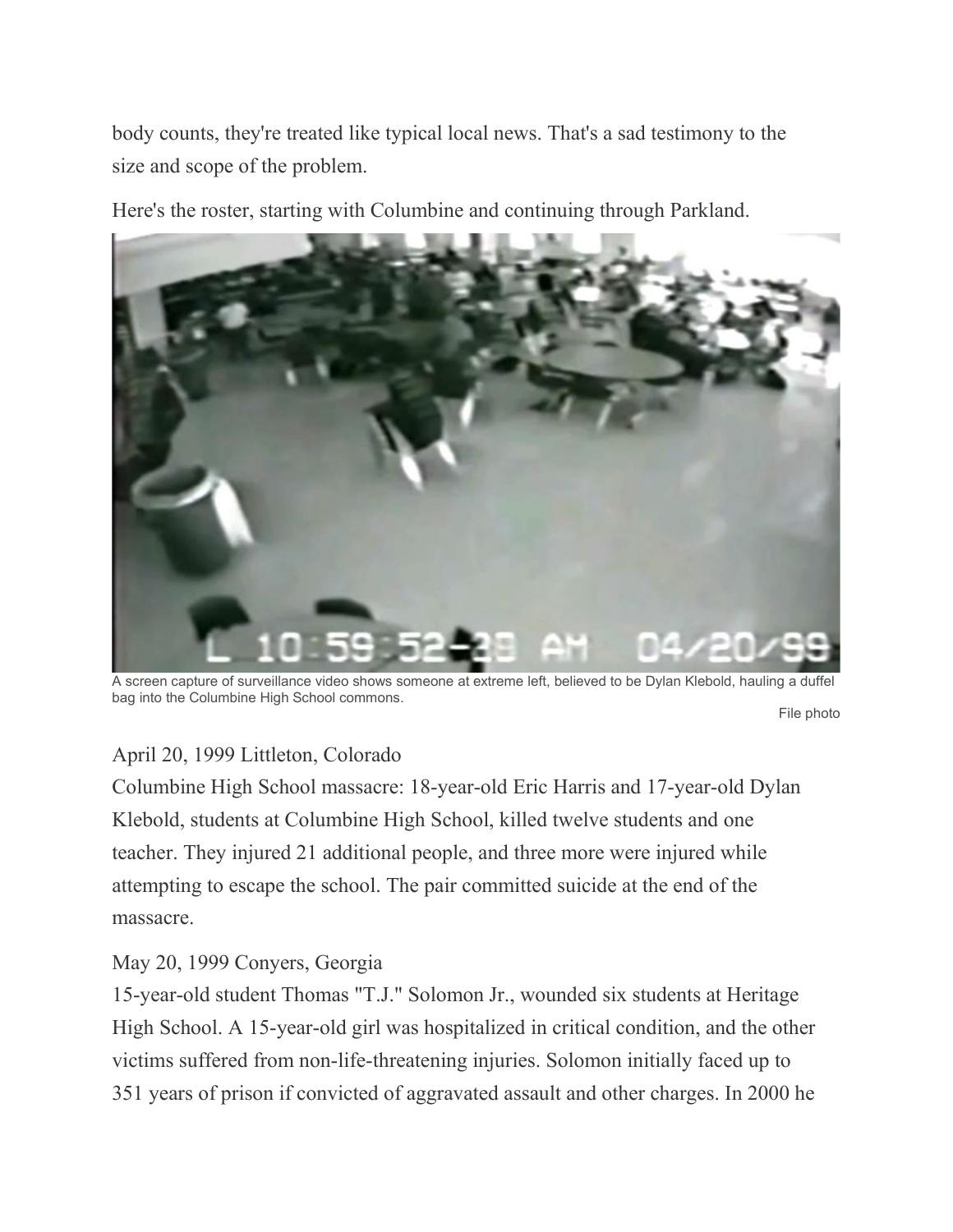body counts, they're treated like typical local news. That's a sad testimony to the size and scope of the problem.

Here's the roster, starting with Columbine and continuing through Parkland.

A screen capture of surveillance video shows someone at extreme left, believed to be Dylan Klebold, hauling a duffel bag into the Columbine High School commons.

File photo

April 20, 1999 Littleton, Colorado

Columbine High School massacre: 18-year-old Eric Harris and 17-year-old Dylan Klebold, students at Columbine High School, killed twelve students and one teacher. They injured 21 additional people, and three more were injured while attempting to escape the school. The pair committed suicide at the end of the massacre.

May 20, 1999 Conyers, Georgia

15-year-old student Thomas "T.J." Solomon Jr., wounded six students at Heritage High School. A 15-year-old girl was hospitalized in critical condition, and the other victims suffered from non-life-threatening injuries. Solomon initially faced up to 351 years of prison if convicted of aggravated assault and other charges. In 2000 he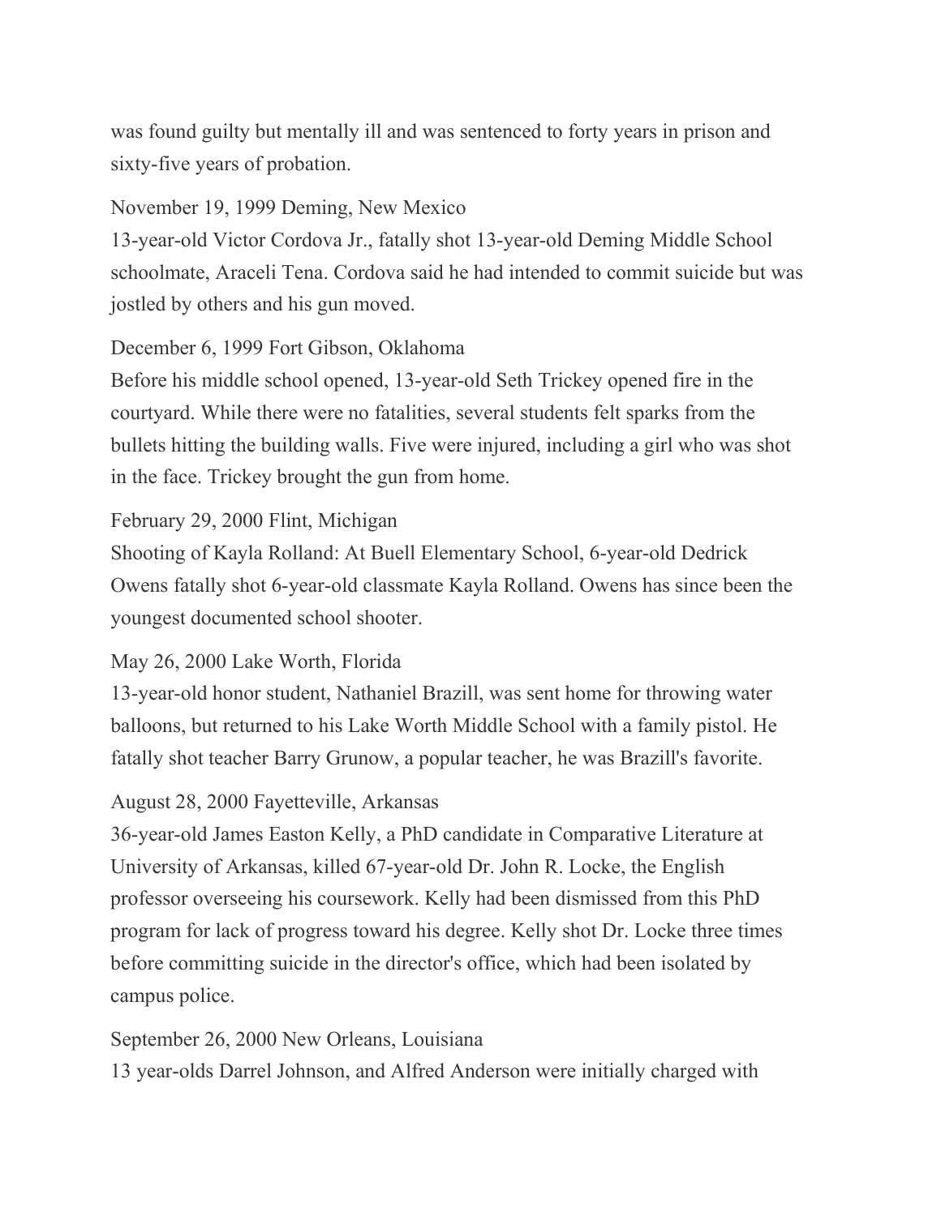was found guilty but mentally ill and was sentenced to forty years in prison and sixty-five years of probation.

November 19, 1999 Deming, New Mexico
13-year-old Victor Cordova Jr., fatally shot 13-year-old Deming Middle School schoolmate, Araceli Tena. Cordova said he had intended to commit suicide but was jostled by others and his gun moved.

December 6, 1999 Fort Gibson, Oklahoma
Before his middle school opened, 13-year-old Seth Trickey opened fire in the courtyard. While there were no fatalities, several students felt sparks from the bullets hitting the building walls. Five were injured, including a girl who was shot in the face. Trickey brought the gun from home.

February 29, 2000 Flint, Michigan
Shooting of Kayla Rolland: At Buell Elementary School, 6-year-old Dedrick Owens fatally shot 6-year-old classmate Kayla Rolland. Owens has since been the youngest documented school shooter.

May 26, 2000 Lake Worth, Florida
13-year-old honor student, Nathaniel Brazill, was sent home for throwing water balloons, but returned to his Lake Worth Middle School with a family pistol. He fatally shot teacher Barry Grunow, a popular teacher, he was Brazill's favorite.

August 28, 2000 Fayetteville, Arkansas
36-year-old James Easton Kelly, a PhD candidate in Comparative Literature at University of Arkansas, killed 67-year-old Dr. John R. Locke, the English professor overseeing his coursework. Kelly had been dismissed from this PhD program for lack of progress toward his degree. Kelly shot Dr. Locke three times before committing suicide in the director's office, which had been isolated by campus police.

September 26, 2000 New Orleans, Louisiana
13 year-olds Darrel Johnson, and Alfred Anderson were initially charged with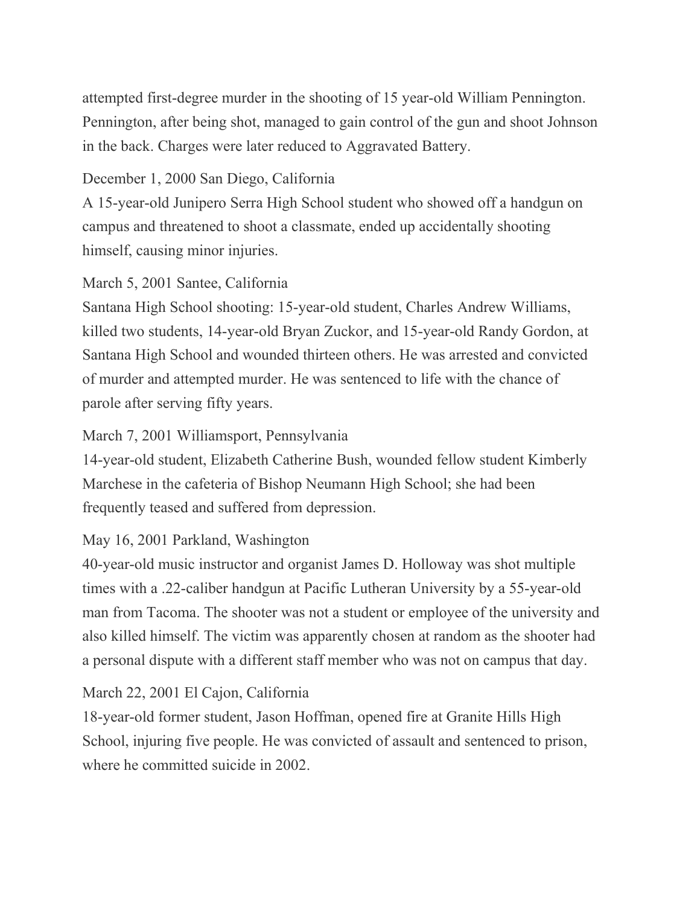attempted first-degree murder in the shooting of 15 year-old William Pennington. Pennington, after being shot, managed to gain control of the gun and shoot Johnson in the back. Charges were later reduced to Aggravated Battery.

December 1, 2000 San Diego, California
A 15-year-old Junipero Serra High School student who showed off a handgun on campus and threatened to shoot a classmate, ended up accidentally shooting himself, causing minor injuries.

March 5, 2001 Santee, California
Santana High School shooting: 15-year-old student, Charles Andrew Williams, killed two students, 14-year-old Bryan Zuckor, and 15-year-old Randy Gordon, at Santana High School and wounded thirteen others. He was arrested and convicted of murder and attempted murder. He was sentenced to life with the chance of parole after serving fifty years.

March 7, 2001 Williamsport, Pennsylvania
14-year-old student, Elizabeth Catherine Bush, wounded fellow student Kimberly Marchese in the cafeteria of Bishop Neumann High School; she had been frequently teased and suffered from depression.

May 16, 2001 Parkland, Washington
40-year-old music instructor and organist James D. Holloway was shot multiple times with a .22-caliber handgun at Pacific Lutheran University by a 55-year-old man from Tacoma. The shooter was not a student or employee of the university and also killed himself. The victim was apparently chosen at random as the shooter had a personal dispute with a different staff member who was not on campus that day.

March 22, 2001 El Cajon, California
18-year-old former student, Jason Hoffman, opened fire at Granite Hills High School, injuring five people. He was convicted of assault and sentenced to prison, where he committed suicide in 2002.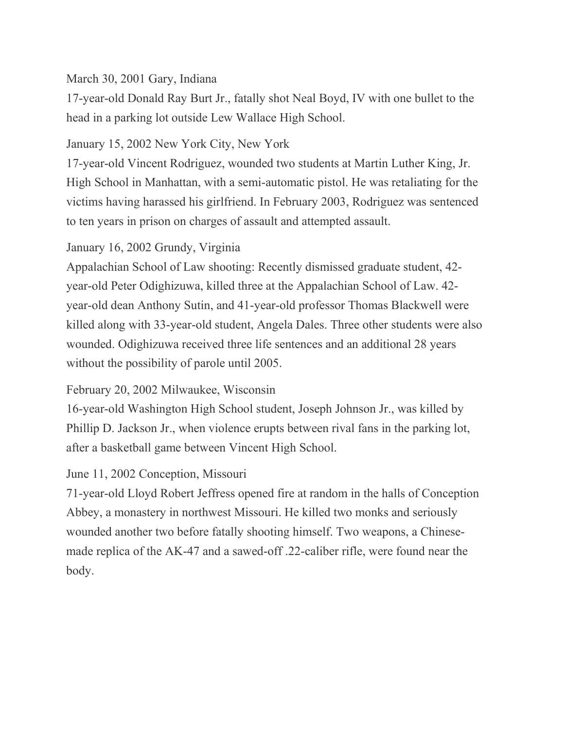March 30, 2001 Gary, Indiana

17-year-old Donald Ray Burt Jr., fatally shot Neal Boyd, IV with one bullet to the head in a parking lot outside Lew Wallace High School.

January 15, 2002 New York City, New York

17-year-old Vincent Rodriguez, wounded two students at Martin Luther King, Jr. High School in Manhattan, with a semi-automatic pistol. He was retaliating for the victims having harassed his girlfriend. In February 2003, Rodriguez was sentenced to ten years in prison on charges of assault and attempted assault.

January 16, 2002 Grundy, Virginia

Appalachian School of Law shooting: Recently dismissed graduate student, 42-year-old Peter Odighizuwa, killed three at the Appalachian School of Law. 42-year-old dean Anthony Sutin, and 41-year-old professor Thomas Blackwell were killed along with 33-year-old student, Angela Dales. Three other students were also wounded. Odighizuwa received three life sentences and an additional 28 years without the possibility of parole until 2005.

February 20, 2002 Milwaukee, Wisconsin

16-year-old Washington High School student, Joseph Johnson Jr., was killed by Phillip D. Jackson Jr., when violence erupts between rival fans in the parking lot, after a basketball game between Vincent High School.

June 11, 2002 Conception, Missouri

71-year-old Lloyd Robert Jeffress opened fire at random in the halls of Conception Abbey, a monastery in northwest Missouri. He killed two monks and seriously wounded another two before fatally shooting himself. Two weapons, a Chinese-made replica of the AK-47 and a sawed-off .22-caliber rifle, were found near the body.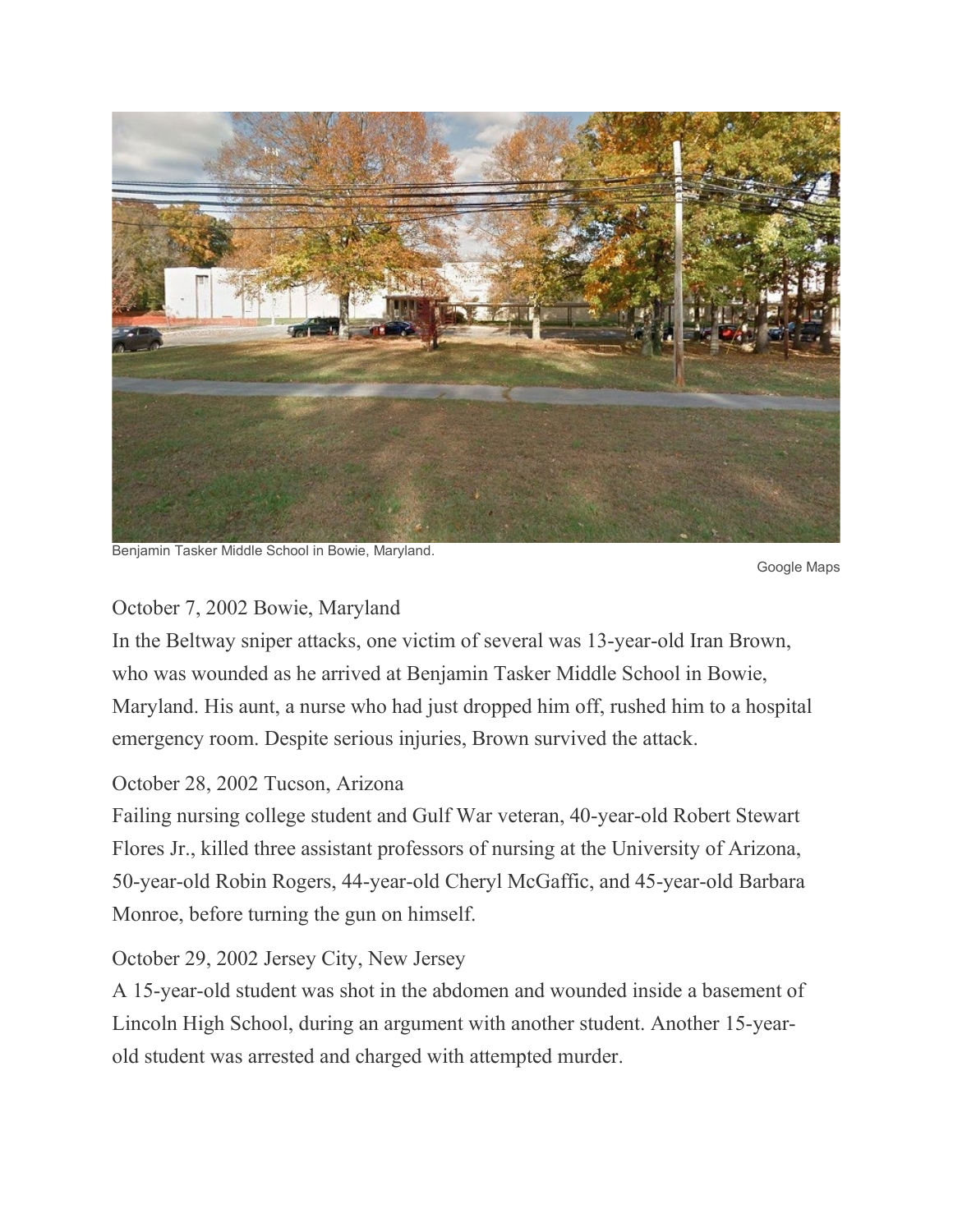Benjamin Tasker Middle School in Bowie, Maryland.

Google Maps

October 7, 2002 Bowie, Maryland

In the Beltway sniper attacks, one victim of several was 13-year-old Iran Brown, who was wounded as he arrived at Benjamin Tasker Middle School in Bowie, Maryland. His aunt, a nurse who had just dropped him off, rushed him to a hospital emergency room. Despite serious injuries, Brown survived the attack.

October 28, 2002 Tucson, Arizona

Failing nursing college student and Gulf War veteran, 40-year-old Robert Stewart Flores Jr., killed three assistant professors of nursing at the University of Arizona, 50-year-old Robin Rogers, 44-year-old Cheryl McGaffic, and 45-year-old Barbara Monroe, before turning the gun on himself.

October 29, 2002 Jersey City, New Jersey

A 15-year-old student was shot in the abdomen and wounded inside a basement of Lincoln High School, during an argument with another student. Another 15-year-old student was arrested and charged with attempted murder.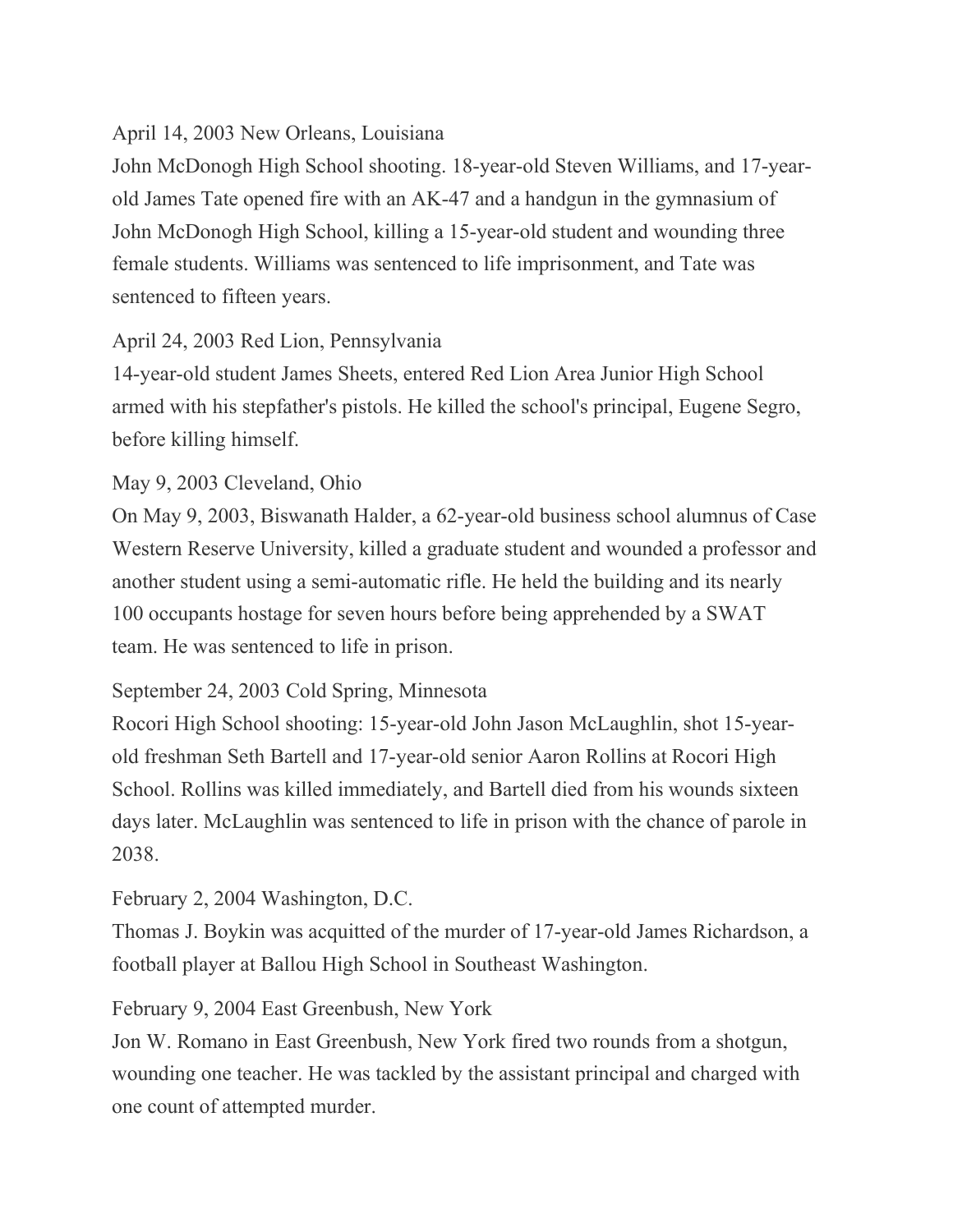April 14, 2003 New Orleans, Louisiana

John McDonogh High School shooting. 18-year-old Steven Williams, and 17-year-old James Tate opened fire with an AK-47 and a handgun in the gymnasium of John McDonogh High School, killing a 15-year-old student and wounding three female students. Williams was sentenced to life imprisonment, and Tate was sentenced to fifteen years.

April 24, 2003 Red Lion, Pennsylvania

14-year-old student James Sheets, entered Red Lion Area Junior High School armed with his stepfather's pistols. He killed the school's principal, Eugene Segro, before killing himself.

May 9, 2003 Cleveland, Ohio

On May 9, 2003, Biswanath Halder, a 62-year-old business school alumnus of Case Western Reserve University, killed a graduate student and wounded a professor and another student using a semi-automatic rifle. He held the building and its nearly 100 occupants hostage for seven hours before being apprehended by a SWAT team. He was sentenced to life in prison.

September 24, 2003 Cold Spring, Minnesota

Rocori High School shooting: 15-year-old John Jason McLaughlin, shot 15-year-old freshman Seth Bartell and 17-year-old senior Aaron Rollins at Rocori High School. Rollins was killed immediately, and Bartell died from his wounds sixteen days later. McLaughlin was sentenced to life in prison with the chance of parole in 2038.

February 2, 2004 Washington, D.C.

Thomas J. Boykin was acquitted of the murder of 17-year-old James Richardson, a football player at Ballou High School in Southeast Washington.

February 9, 2004 East Greenbush, New York

Jon W. Romano in East Greenbush, New York fired two rounds from a shotgun, wounding one teacher. He was tackled by the assistant principal and charged with one count of attempted murder.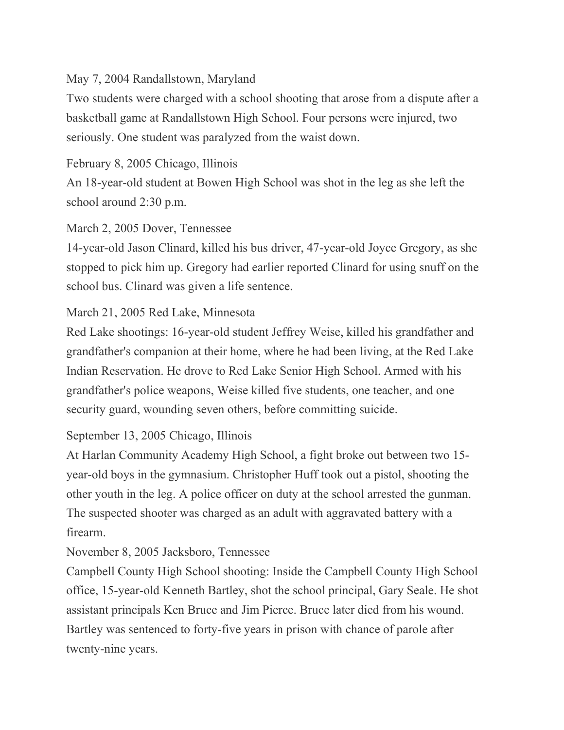May 7, 2004 Randallstown, Maryland

Two students were charged with a school shooting that arose from a dispute after a basketball game at Randallstown High School. Four persons were injured, two seriously. One student was paralyzed from the waist down.

February 8, 2005 Chicago, Illinois

An 18-year-old student at Bowen High School was shot in the leg as she left the school around 2:30 p.m.

March 2, 2005 Dover, Tennessee

14-year-old Jason Clinard, killed his bus driver, 47-year-old Joyce Gregory, as she stopped to pick him up. Gregory had earlier reported Clinard for using snuff on the school bus. Clinard was given a life sentence.

March 21, 2005 Red Lake, Minnesota

Red Lake shootings: 16-year-old student Jeffrey Weise, killed his grandfather and grandfather's companion at their home, where he had been living, at the Red Lake Indian Reservation. He drove to Red Lake Senior High School. Armed with his grandfather's police weapons, Weise killed five students, one teacher, and one security guard, wounding seven others, before committing suicide.

September 13, 2005 Chicago, Illinois

At Harlan Community Academy High School, a fight broke out between two 15-year-old boys in the gymnasium. Christopher Huff took out a pistol, shooting the other youth in the leg. A police officer on duty at the school arrested the gunman. The suspected shooter was charged as an adult with aggravated battery with a firearm.

November 8, 2005 Jacksboro, Tennessee

Campbell County High School shooting: Inside the Campbell County High School office, 15-year-old Kenneth Bartley, shot the school principal, Gary Seale. He shot assistant principals Ken Bruce and Jim Pierce. Bruce later died from his wound. Bartley was sentenced to forty-five years in prison with chance of parole after twenty-nine years.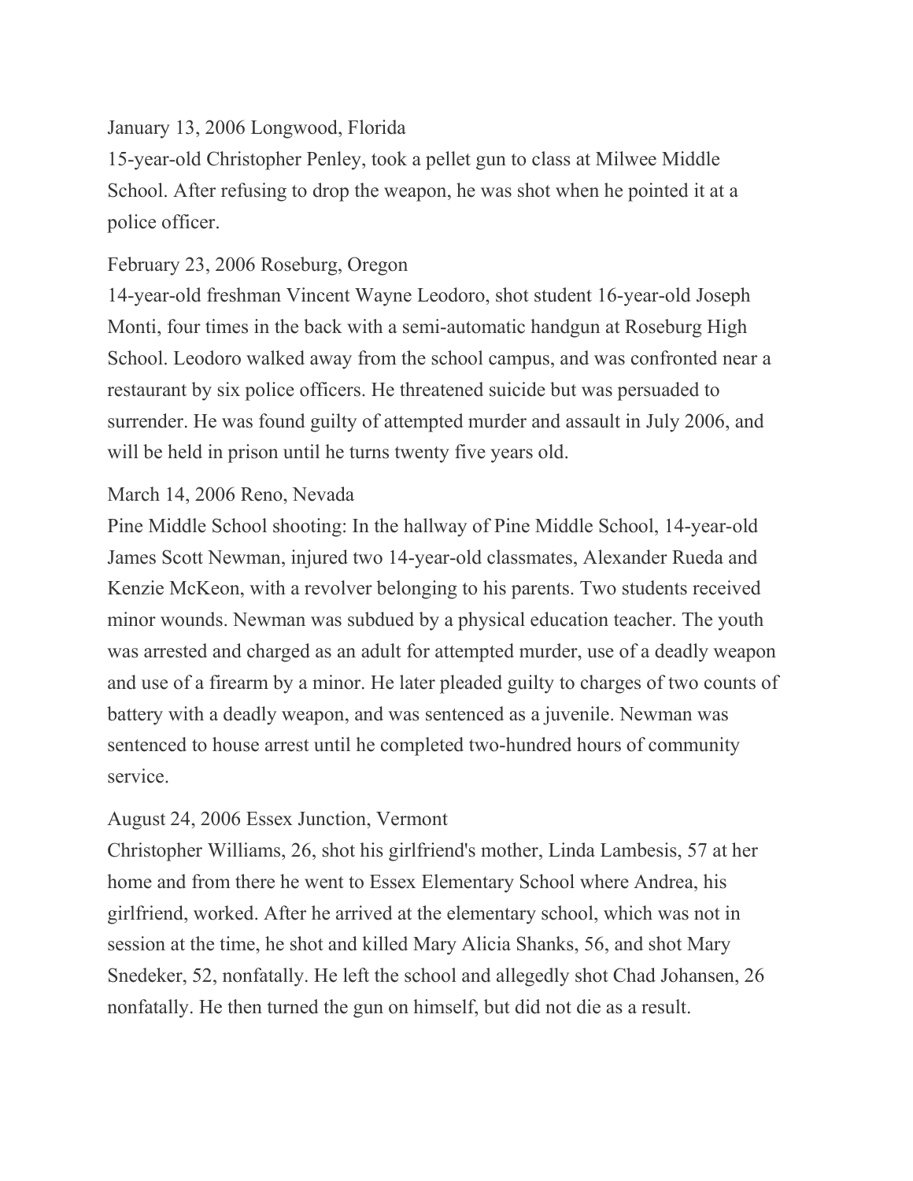January 13, 2006 Longwood, Florida
15-year-old Christopher Penley, took a pellet gun to class at Milwee Middle School. After refusing to drop the weapon, he was shot when he pointed it at a police officer.

February 23, 2006 Roseburg, Oregon
14-year-old freshman Vincent Wayne Leodoro, shot student 16-year-old Joseph Monti, four times in the back with a semi-automatic handgun at Roseburg High School. Leodoro walked away from the school campus, and was confronted near a restaurant by six police officers. He threatened suicide but was persuaded to surrender. He was found guilty of attempted murder and assault in July 2006, and will be held in prison until he turns twenty five years old.

March 14, 2006 Reno, Nevada
Pine Middle School shooting: In the hallway of Pine Middle School, 14-year-old James Scott Newman, injured two 14-year-old classmates, Alexander Rueda and Kenzie McKeon, with a revolver belonging to his parents. Two students received minor wounds. Newman was subdued by a physical education teacher. The youth was arrested and charged as an adult for attempted murder, use of a deadly weapon and use of a firearm by a minor. He later pleaded guilty to charges of two counts of battery with a deadly weapon, and was sentenced as a juvenile. Newman was sentenced to house arrest until he completed two-hundred hours of community service.

August 24, 2006 Essex Junction, Vermont
Christopher Williams, 26, shot his girlfriend's mother, Linda Lambesis, 57 at her home and from there he went to Essex Elementary School where Andrea, his girlfriend, worked. After he arrived at the elementary school, which was not in session at the time, he shot and killed Mary Alicia Shanks, 56, and shot Mary Snedeker, 52, nonfatally. He left the school and allegedly shot Chad Johansen, 26 nonfatally. He then turned the gun on himself, but did not die as a result.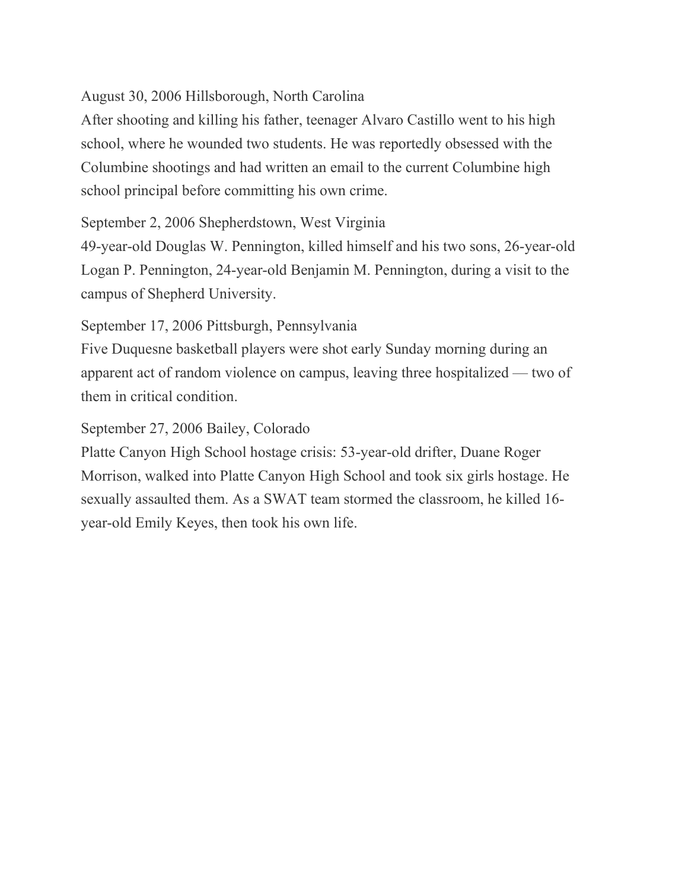August 30, 2006 Hillsborough, North Carolina
After shooting and killing his father, teenager Alvaro Castillo went to his high school, where he wounded two students. He was reportedly obsessed with the Columbine shootings and had written an email to the current Columbine high school principal before committing his own crime.

September 2, 2006 Shepherdstown, West Virginia
49-year-old Douglas W. Pennington, killed himself and his two sons, 26-year-old Logan P. Pennington, 24-year-old Benjamin M. Pennington, during a visit to the campus of Shepherd University.

September 17, 2006 Pittsburgh, Pennsylvania
Five Duquesne basketball players were shot early Sunday morning during an apparent act of random violence on campus, leaving three hospitalized — two of them in critical condition.

September 27, 2006 Bailey, Colorado
Platte Canyon High School hostage crisis: 53-year-old drifter, Duane Roger Morrison, walked into Platte Canyon High School and took six girls hostage. He sexually assaulted them. As a SWAT team stormed the classroom, he killed 16-year-old Emily Keyes, then took his own life.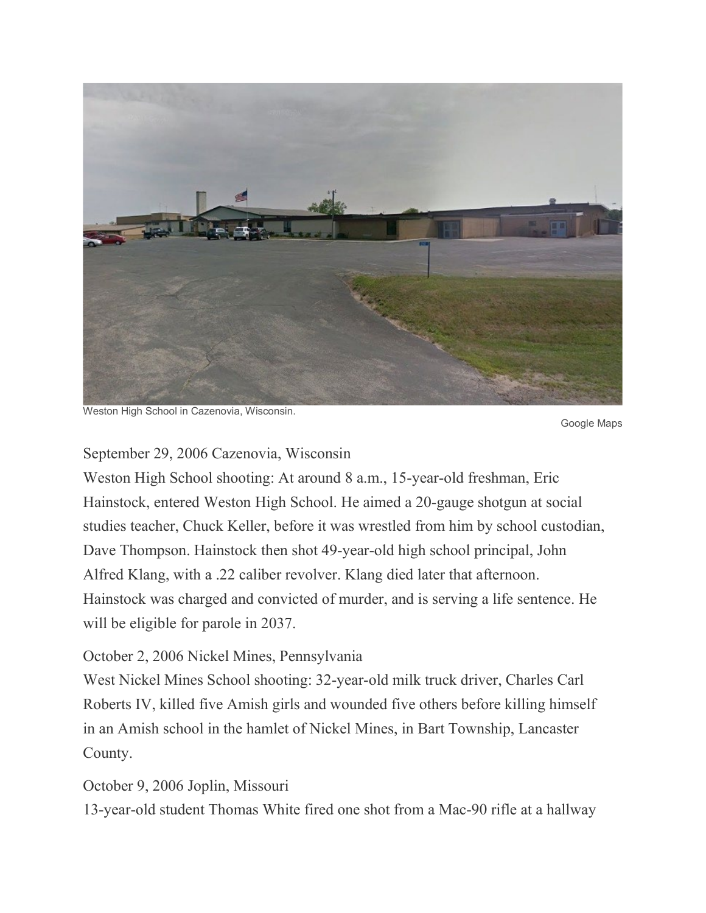Weston High School in Cazenovia, Wisconsin.

Google Maps

September 29, 2006 Cazenovia, Wisconsin

Weston High School shooting: At around 8 a.m., 15-year-old freshman, Eric Hainstock, entered Weston High School. He aimed a 20-gauge shotgun at social studies teacher, Chuck Keller, before it was wrestled from him by school custodian, Dave Thompson. Hainstock then shot 49-year-old high school principal, John Alfred Klang, with a .22 caliber revolver. Klang died later that afternoon. Hainstock was charged and convicted of murder, and is serving a life sentence. He will be eligible for parole in 2037.

October 2, 2006 Nickel Mines, Pennsylvania

West Nickel Mines School shooting: 32-year-old milk truck driver, Charles Carl Roberts IV, killed five Amish girls and wounded five others before killing himself in an Amish school in the hamlet of Nickel Mines, in Bart Township, Lancaster County.

October 9, 2006 Joplin, Missouri

13-year-old student Thomas White fired one shot from a Mac-90 rifle at a hallway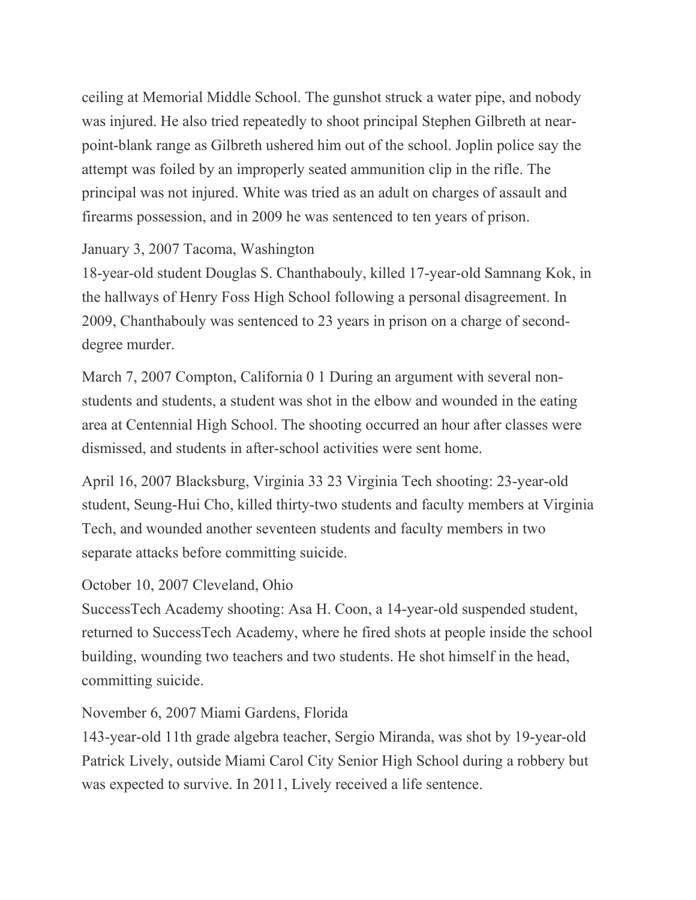ceiling at Memorial Middle School. The gunshot struck a water pipe, and nobody was injured. He also tried repeatedly to shoot principal Stephen Gilbreth at near-point-blank range as Gilbreth ushered him out of the school. Joplin police say the attempt was foiled by an improperly seated ammunition clip in the rifle. The principal was not injured. White was tried as an adult on charges of assault and firearms possession, and in 2009 he was sentenced to ten years of prison.

January 3, 2007 Tacoma, Washington
18-year-old student Douglas S. Chanthabouly, killed 17-year-old Samnang Kok, in the hallways of Henry Foss High School following a personal disagreement. In 2009, Chanthabouly was sentenced to 23 years in prison on a charge of second-degree murder.

March 7, 2007 Compton, California 0 1 During an argument with several non-students and students, a student was shot in the elbow and wounded in the eating area at Centennial High School. The shooting occurred an hour after classes were dismissed, and students in after-school activities were sent home.

April 16, 2007 Blacksburg, Virginia 33 23 Virginia Tech shooting: 23-year-old student, Seung-Hui Cho, killed thirty-two students and faculty members at Virginia Tech, and wounded another seventeen students and faculty members in two separate attacks before committing suicide.

October 10, 2007 Cleveland, Ohio
SuccessTech Academy shooting: Asa H. Coon, a 14-year-old suspended student, returned to SuccessTech Academy, where he fired shots at people inside the school building, wounding two teachers and two students. He shot himself in the head, committing suicide.

November 6, 2007 Miami Gardens, Florida
143-year-old 11th grade algebra teacher, Sergio Miranda, was shot by 19-year-old Patrick Lively, outside Miami Carol City Senior High School during a robbery but was expected to survive. In 2011, Lively received a life sentence.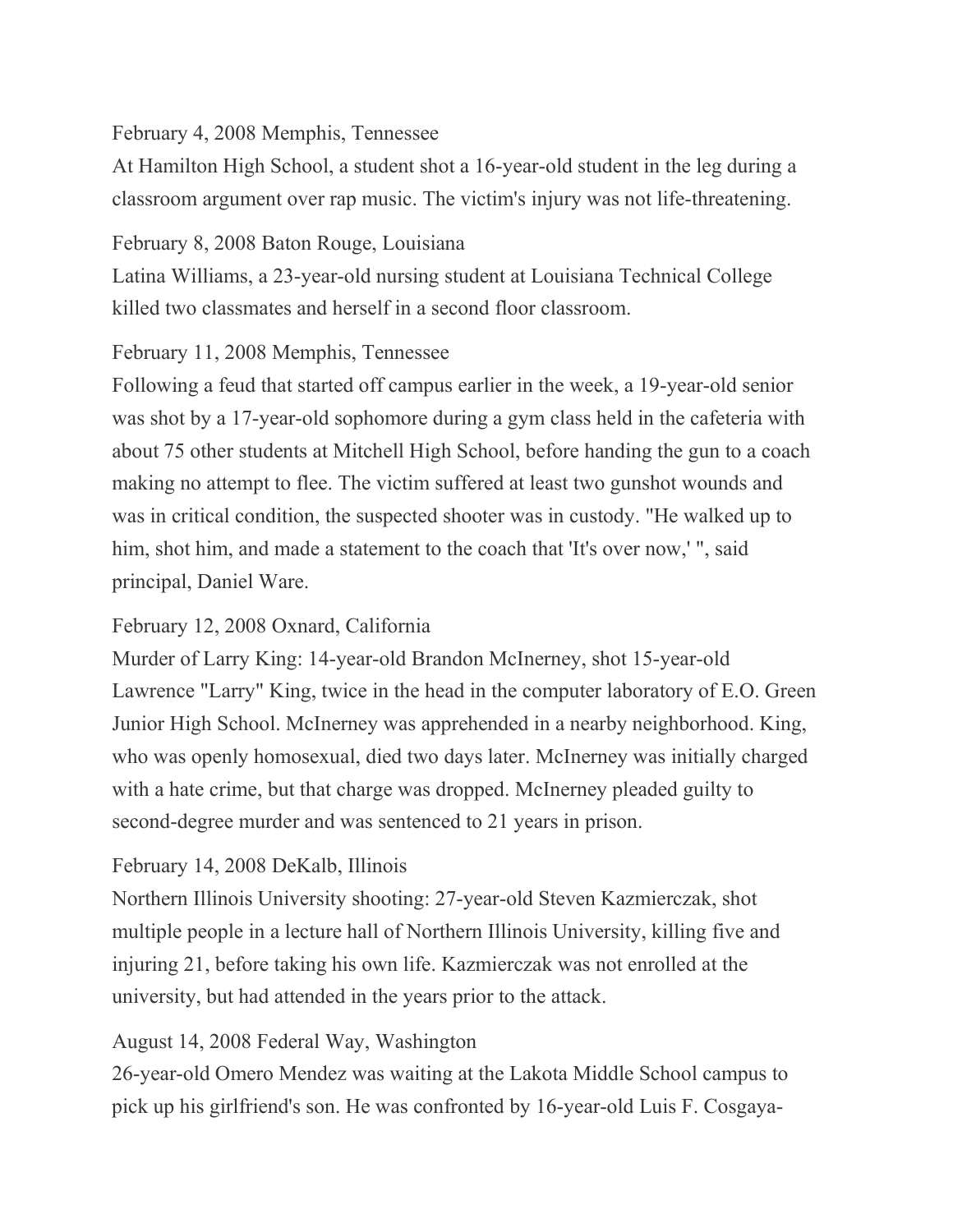February 4, 2008 Memphis, Tennessee

At Hamilton High School, a student shot a 16-year-old student in the leg during a classroom argument over rap music. The victim's injury was not life-threatening.

February 8, 2008 Baton Rouge, Louisiana

Latina Williams, a 23-year-old nursing student at Louisiana Technical College killed two classmates and herself in a second floor classroom.

February 11, 2008 Memphis, Tennessee

Following a feud that started off campus earlier in the week, a 19-year-old senior was shot by a 17-year-old sophomore during a gym class held in the cafeteria with about 75 other students at Mitchell High School, before handing the gun to a coach making no attempt to flee. The victim suffered at least two gunshot wounds and was in critical condition, the suspected shooter was in custody. "He walked up to him, shot him, and made a statement to the coach that 'It's over now,' ", said principal, Daniel Ware.

February 12, 2008 Oxnard, California

Murder of Larry King: 14-year-old Brandon McInerney, shot 15-year-old Lawrence "Larry" King, twice in the head in the computer laboratory of E.O. Green Junior High School. McInerney was apprehended in a nearby neighborhood. King, who was openly homosexual, died two days later. McInerney was initially charged with a hate crime, but that charge was dropped. McInerney pleaded guilty to second-degree murder and was sentenced to 21 years in prison.

February 14, 2008 DeKalb, Illinois

Northern Illinois University shooting: 27-year-old Steven Kazmierczak, shot multiple people in a lecture hall of Northern Illinois University, killing five and injuring 21, before taking his own life. Kazmierczak was not enrolled at the university, but had attended in the years prior to the attack.

August 14, 2008 Federal Way, Washington

26-year-old Omero Mendez was waiting at the Lakota Middle School campus to pick up his girlfriend's son. He was confronted by 16-year-old Luis F. Cosgaya-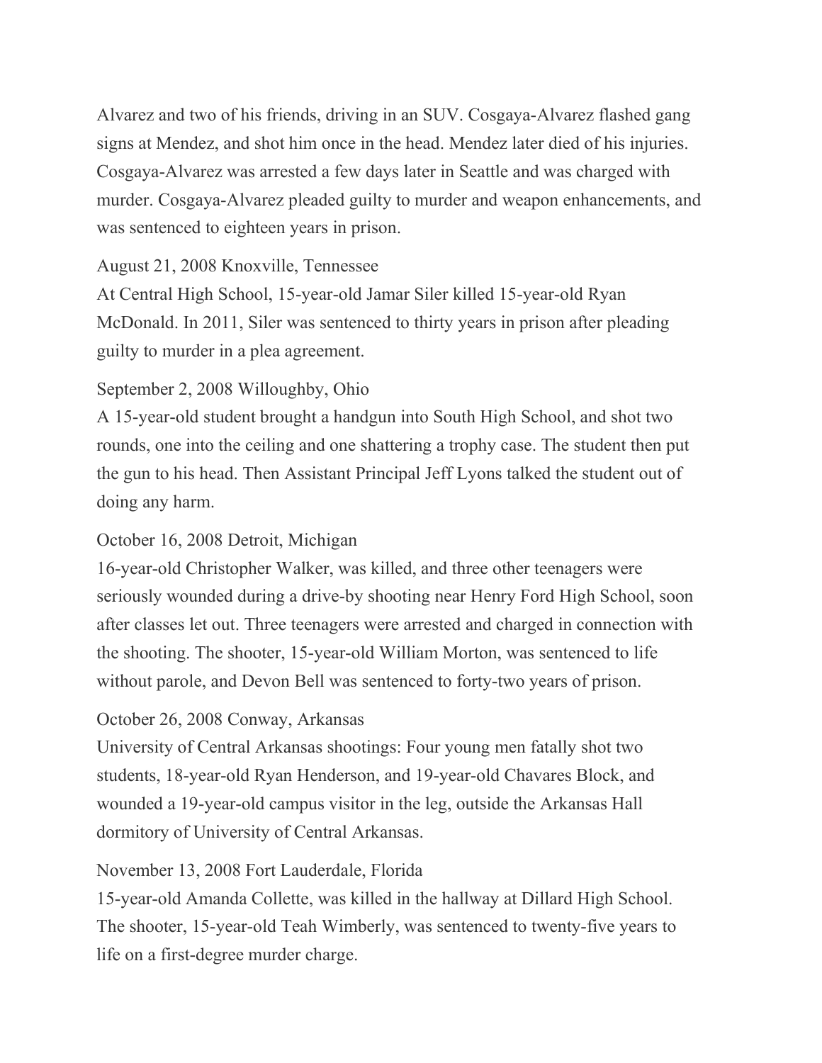Alvarez and two of his friends, driving in an SUV. Cosgaya-Alvarez flashed gang signs at Mendez, and shot him once in the head. Mendez later died of his injuries. Cosgaya-Alvarez was arrested a few days later in Seattle and was charged with murder. Cosgaya-Alvarez pleaded guilty to murder and weapon enhancements, and was sentenced to eighteen years in prison.

August 21, 2008 Knoxville, Tennessee
At Central High School, 15-year-old Jamar Siler killed 15-year-old Ryan McDonald. In 2011, Siler was sentenced to thirty years in prison after pleading guilty to murder in a plea agreement.

September 2, 2008 Willoughby, Ohio
A 15-year-old student brought a handgun into South High School, and shot two rounds, one into the ceiling and one shattering a trophy case. The student then put the gun to his head. Then Assistant Principal Jeff Lyons talked the student out of doing any harm.

October 16, 2008 Detroit, Michigan
16-year-old Christopher Walker, was killed, and three other teenagers were seriously wounded during a drive-by shooting near Henry Ford High School, soon after classes let out. Three teenagers were arrested and charged in connection with the shooting. The shooter, 15-year-old William Morton, was sentenced to life without parole, and Devon Bell was sentenced to forty-two years of prison.

October 26, 2008 Conway, Arkansas
University of Central Arkansas shootings: Four young men fatally shot two students, 18-year-old Ryan Henderson, and 19-year-old Chavares Block, and wounded a 19-year-old campus visitor in the leg, outside the Arkansas Hall dormitory of University of Central Arkansas.

November 13, 2008 Fort Lauderdale, Florida
15-year-old Amanda Collette, was killed in the hallway at Dillard High School. The shooter, 15-year-old Teah Wimberly, was sentenced to twenty-five years to life on a first-degree murder charge.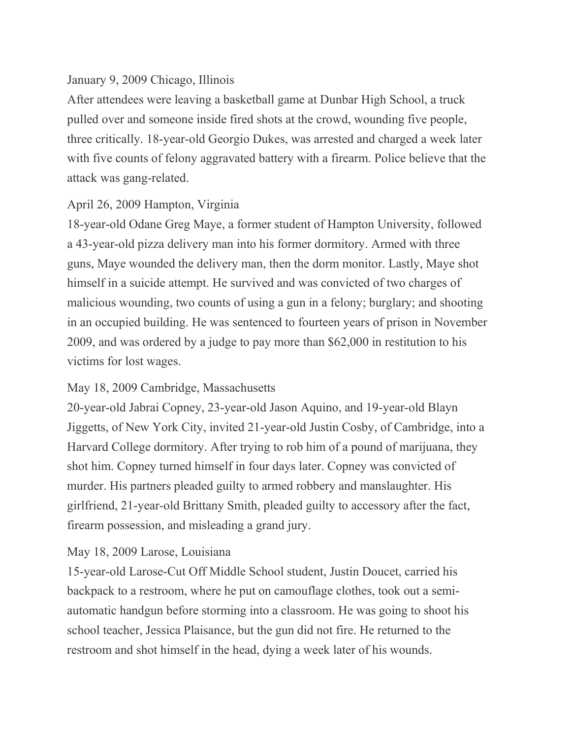January 9, 2009 Chicago, Illinois

After attendees were leaving a basketball game at Dunbar High School, a truck pulled over and someone inside fired shots at the crowd, wounding five people, three critically. 18-year-old Georgio Dukes, was arrested and charged a week later with five counts of felony aggravated battery with a firearm. Police believe that the attack was gang-related.

April 26, 2009 Hampton, Virginia

18-year-old Odane Greg Maye, a former student of Hampton University, followed a 43-year-old pizza delivery man into his former dormitory. Armed with three guns, Maye wounded the delivery man, then the dorm monitor. Lastly, Maye shot himself in a suicide attempt. He survived and was convicted of two charges of malicious wounding, two counts of using a gun in a felony; burglary; and shooting in an occupied building. He was sentenced to fourteen years of prison in November 2009, and was ordered by a judge to pay more than $62,000 in restitution to his victims for lost wages.

May 18, 2009 Cambridge, Massachusetts

20-year-old Jabrai Copney, 23-year-old Jason Aquino, and 19-year-old Blayn Jiggetts, of New York City, invited 21-year-old Justin Cosby, of Cambridge, into a Harvard College dormitory. After trying to rob him of a pound of marijuana, they shot him. Copney turned himself in four days later. Copney was convicted of murder. His partners pleaded guilty to armed robbery and manslaughter. His girlfriend, 21-year-old Brittany Smith, pleaded guilty to accessory after the fact, firearm possession, and misleading a grand jury.

May 18, 2009 Larose, Louisiana

15-year-old Larose-Cut Off Middle School student, Justin Doucet, carried his backpack to a restroom, where he put on camouflage clothes, took out a semi-automatic handgun before storming into a classroom. He was going to shoot his school teacher, Jessica Plaisance, but the gun did not fire. He returned to the restroom and shot himself in the head, dying a week later of his wounds.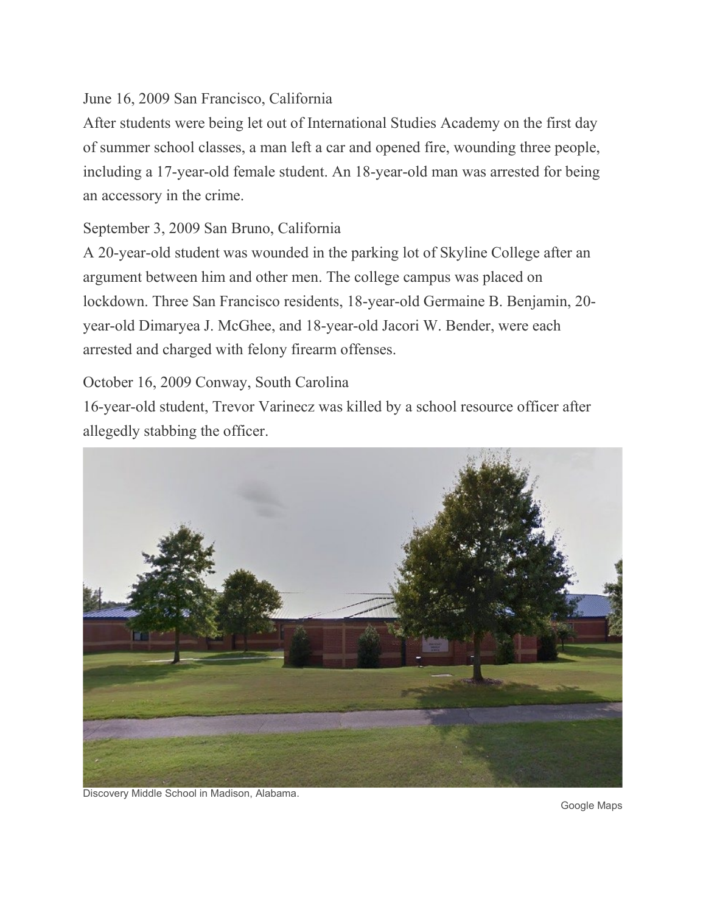June 16, 2009 San Francisco, California

After students were being let out of International Studies Academy on the first day of summer school classes, a man left a car and opened fire, wounding three people, including a 17-year-old female student. An 18-year-old man was arrested for being an accessory in the crime.

September 3, 2009 San Bruno, California

A 20-year-old student was wounded in the parking lot of Skyline College after an argument between him and other men. The college campus was placed on lockdown. Three San Francisco residents, 18-year-old Germaine B. Benjamin, 20-year-old Dimaryea J. McGhee, and 18-year-old Jacori W. Bender, were each arrested and charged with felony firearm offenses.

October 16, 2009 Conway, South Carolina

16-year-old student, Trevor Varinecz was killed by a school resource officer after allegedly stabbing the officer.

Discovery Middle School in Madison, Alabama.

Google Maps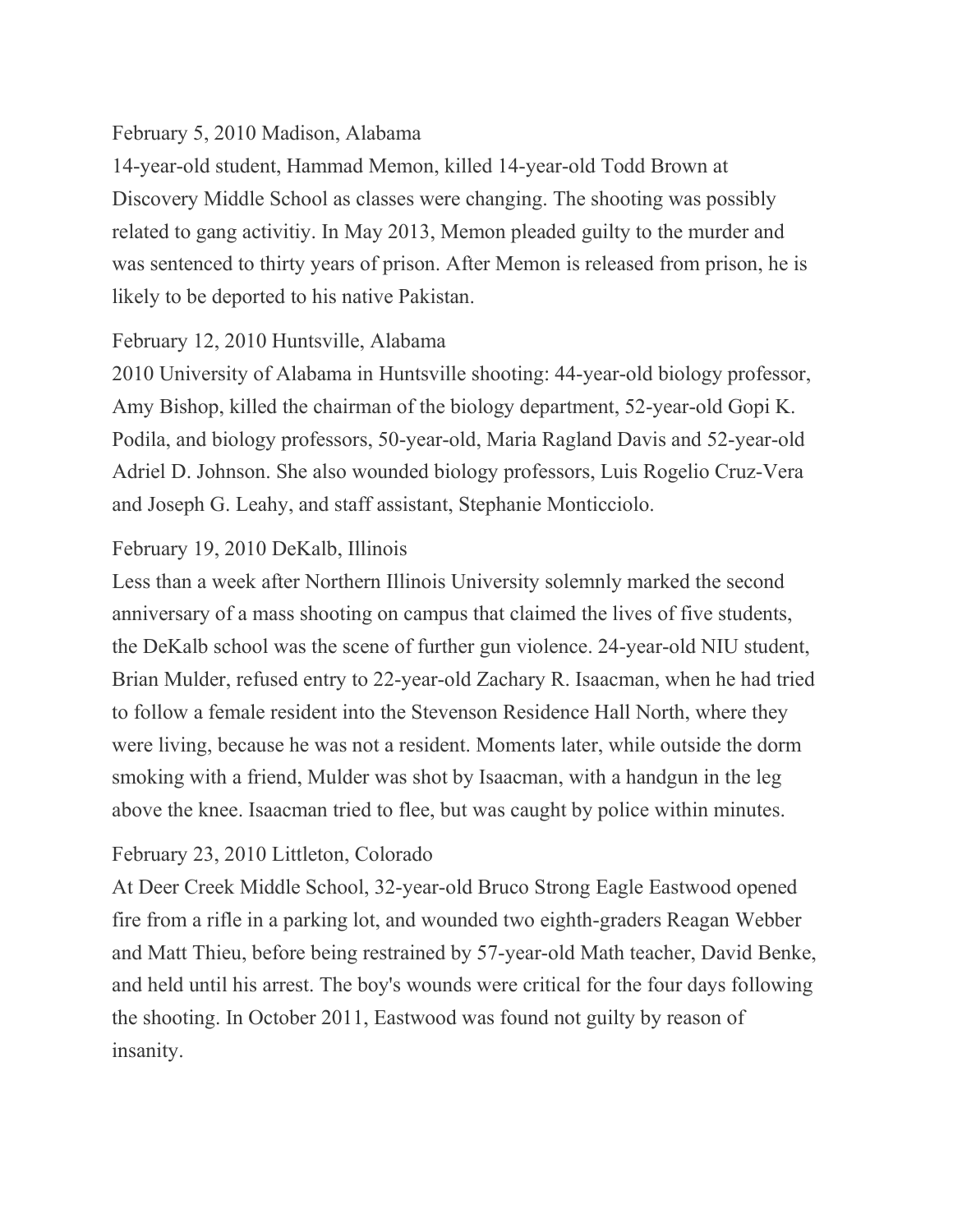February 5, 2010 Madison, Alabama

14-year-old student, Hammad Memon, killed 14-year-old Todd Brown at Discovery Middle School as classes were changing. The shooting was possibly related to gang activitiy. In May 2013, Memon pleaded guilty to the murder and was sentenced to thirty years of prison. After Memon is released from prison, he is likely to be deported to his native Pakistan.

February 12, 2010 Huntsville, Alabama

2010 University of Alabama in Huntsville shooting: 44-year-old biology professor, Amy Bishop, killed the chairman of the biology department, 52-year-old Gopi K. Podila, and biology professors, 50-year-old, Maria Ragland Davis and 52-year-old Adriel D. Johnson. She also wounded biology professors, Luis Rogelio Cruz-Vera and Joseph G. Leahy, and staff assistant, Stephanie Monticciolo.

February 19, 2010 DeKalb, Illinois

Less than a week after Northern Illinois University solemnly marked the second anniversary of a mass shooting on campus that claimed the lives of five students, the DeKalb school was the scene of further gun violence. 24-year-old NIU student, Brian Mulder, refused entry to 22-year-old Zachary R. Isaacman, when he had tried to follow a female resident into the Stevenson Residence Hall North, where they were living, because he was not a resident. Moments later, while outside the dorm smoking with a friend, Mulder was shot by Isaacman, with a handgun in the leg above the knee. Isaacman tried to flee, but was caught by police within minutes.

February 23, 2010 Littleton, Colorado

At Deer Creek Middle School, 32-year-old Bruco Strong Eagle Eastwood opened fire from a rifle in a parking lot, and wounded two eighth-graders Reagan Webber and Matt Thieu, before being restrained by 57-year-old Math teacher, David Benke, and held until his arrest. The boy's wounds were critical for the four days following the shooting. In October 2011, Eastwood was found not guilty by reason of insanity.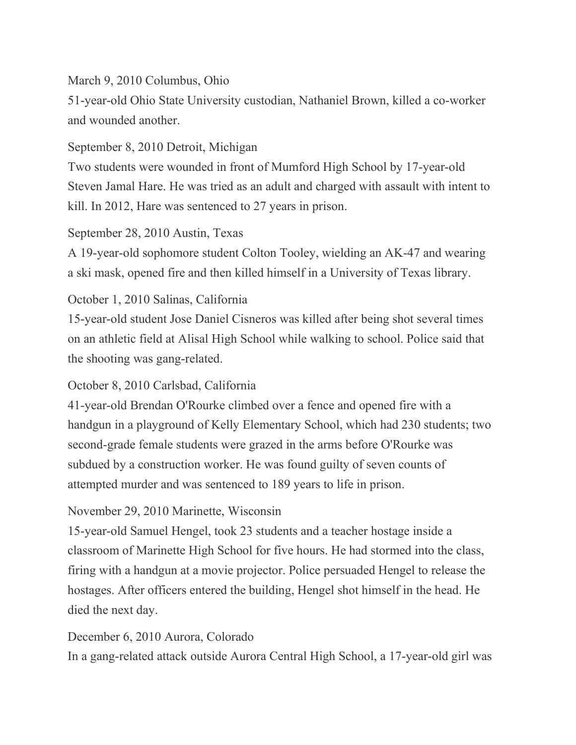March 9, 2010 Columbus, Ohio
51-year-old Ohio State University custodian, Nathaniel Brown, killed a co-worker and wounded another.

September 8, 2010 Detroit, Michigan
Two students were wounded in front of Mumford High School by 17-year-old Steven Jamal Hare. He was tried as an adult and charged with assault with intent to kill. In 2012, Hare was sentenced to 27 years in prison.

September 28, 2010 Austin, Texas
A 19-year-old sophomore student Colton Tooley, wielding an AK-47 and wearing a ski mask, opened fire and then killed himself in a University of Texas library.

October 1, 2010 Salinas, California
15-year-old student Jose Daniel Cisneros was killed after being shot several times on an athletic field at Alisal High School while walking to school. Police said that the shooting was gang-related.

October 8, 2010 Carlsbad, California
41-year-old Brendan O'Rourke climbed over a fence and opened fire with a handgun in a playground of Kelly Elementary School, which had 230 students; two second-grade female students were grazed in the arms before O'Rourke was subdued by a construction worker. He was found guilty of seven counts of attempted murder and was sentenced to 189 years to life in prison.

November 29, 2010 Marinette, Wisconsin
15-year-old Samuel Hengel, took 23 students and a teacher hostage inside a classroom of Marinette High School for five hours. He had stormed into the class, firing with a handgun at a movie projector. Police persuaded Hengel to release the hostages. After officers entered the building, Hengel shot himself in the head. He died the next day.

December 6, 2010 Aurora, Colorado
In a gang-related attack outside Aurora Central High School, a 17-year-old girl was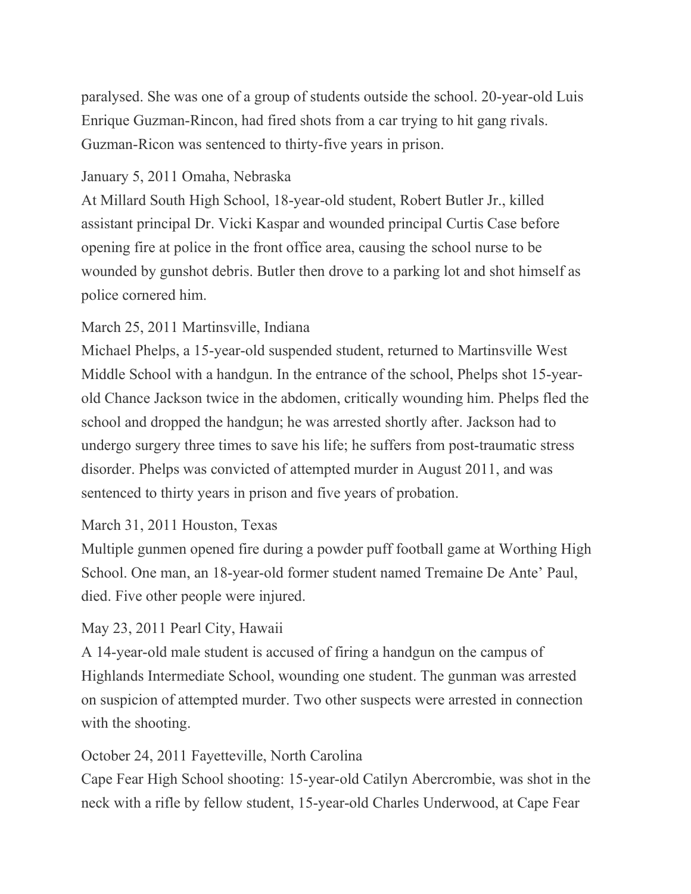paralysed. She was one of a group of students outside the school. 20-year-old Luis Enrique Guzman-Rincon, had fired shots from a car trying to hit gang rivals. Guzman-Ricon was sentenced to thirty-five years in prison.

January 5, 2011 Omaha, Nebraska
At Millard South High School, 18-year-old student, Robert Butler Jr., killed assistant principal Dr. Vicki Kaspar and wounded principal Curtis Case before opening fire at police in the front office area, causing the school nurse to be wounded by gunshot debris. Butler then drove to a parking lot and shot himself as police cornered him.

March 25, 2011 Martinsville, Indiana
Michael Phelps, a 15-year-old suspended student, returned to Martinsville West Middle School with a handgun. In the entrance of the school, Phelps shot 15-year-old Chance Jackson twice in the abdomen, critically wounding him. Phelps fled the school and dropped the handgun; he was arrested shortly after. Jackson had to undergo surgery three times to save his life; he suffers from post-traumatic stress disorder. Phelps was convicted of attempted murder in August 2011, and was sentenced to thirty years in prison and five years of probation.

March 31, 2011 Houston, Texas
Multiple gunmen opened fire during a powder puff football game at Worthing High School. One man, an 18-year-old former student named Tremaine De Ante' Paul, died. Five other people were injured.

May 23, 2011 Pearl City, Hawaii
A 14-year-old male student is accused of firing a handgun on the campus of Highlands Intermediate School, wounding one student. The gunman was arrested on suspicion of attempted murder. Two other suspects were arrested in connection with the shooting.

October 24, 2011 Fayetteville, North Carolina
Cape Fear High School shooting: 15-year-old Catilyn Abercrombie, was shot in the neck with a rifle by fellow student, 15-year-old Charles Underwood, at Cape Fear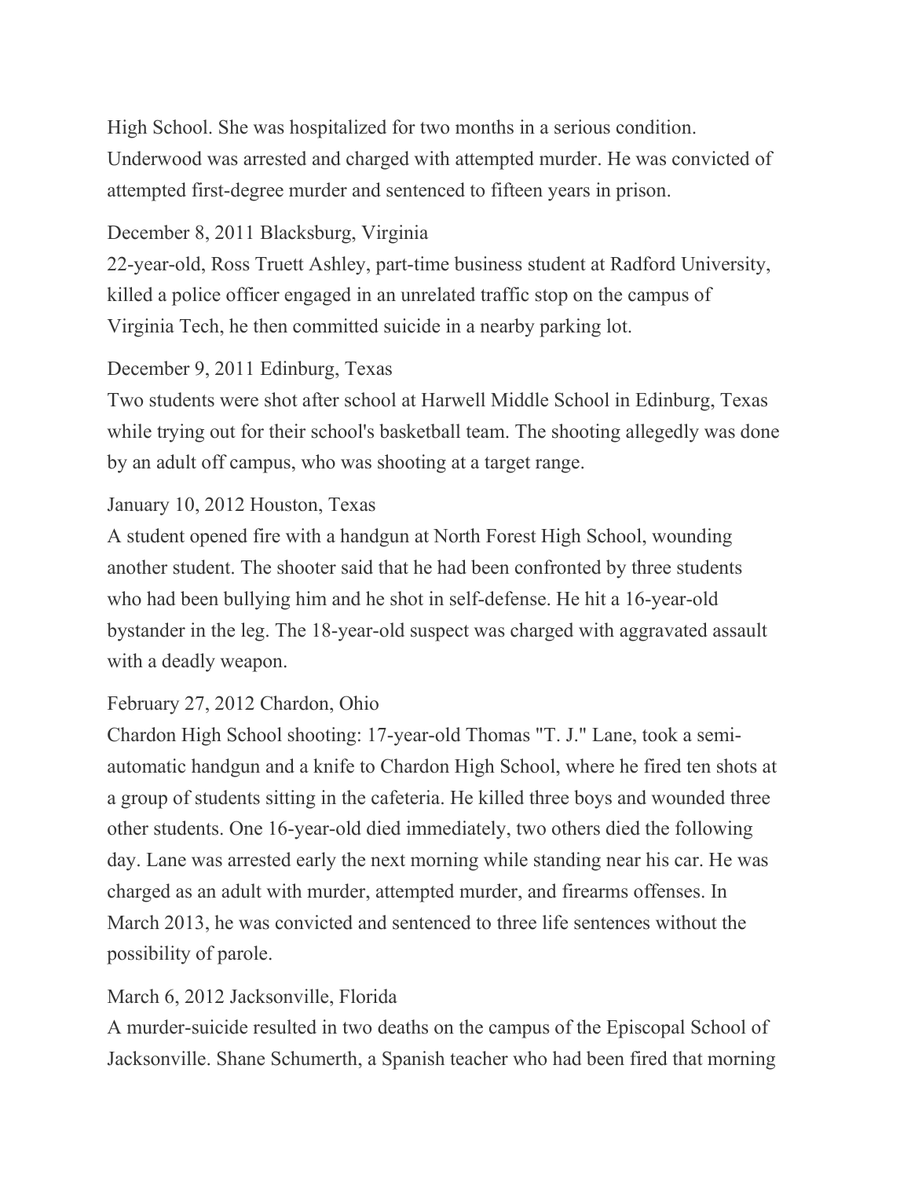High School. She was hospitalized for two months in a serious condition. Underwood was arrested and charged with attempted murder. He was convicted of attempted first-degree murder and sentenced to fifteen years in prison.

December 8, 2011 Blacksburg, Virginia
22-year-old, Ross Truett Ashley, part-time business student at Radford University, killed a police officer engaged in an unrelated traffic stop on the campus of Virginia Tech, he then committed suicide in a nearby parking lot.

December 9, 2011 Edinburg, Texas
Two students were shot after school at Harwell Middle School in Edinburg, Texas while trying out for their school's basketball team. The shooting allegedly was done by an adult off campus, who was shooting at a target range.

January 10, 2012 Houston, Texas
A student opened fire with a handgun at North Forest High School, wounding another student. The shooter said that he had been confronted by three students who had been bullying him and he shot in self-defense. He hit a 16-year-old bystander in the leg. The 18-year-old suspect was charged with aggravated assault with a deadly weapon.

February 27, 2012 Chardon, Ohio
Chardon High School shooting: 17-year-old Thomas "T. J." Lane, took a semi-automatic handgun and a knife to Chardon High School, where he fired ten shots at a group of students sitting in the cafeteria. He killed three boys and wounded three other students. One 16-year-old died immediately, two others died the following day. Lane was arrested early the next morning while standing near his car. He was charged as an adult with murder, attempted murder, and firearms offenses. In March 2013, he was convicted and sentenced to three life sentences without the possibility of parole.

March 6, 2012 Jacksonville, Florida
A murder-suicide resulted in two deaths on the campus of the Episcopal School of Jacksonville. Shane Schumerth, a Spanish teacher who had been fired that morning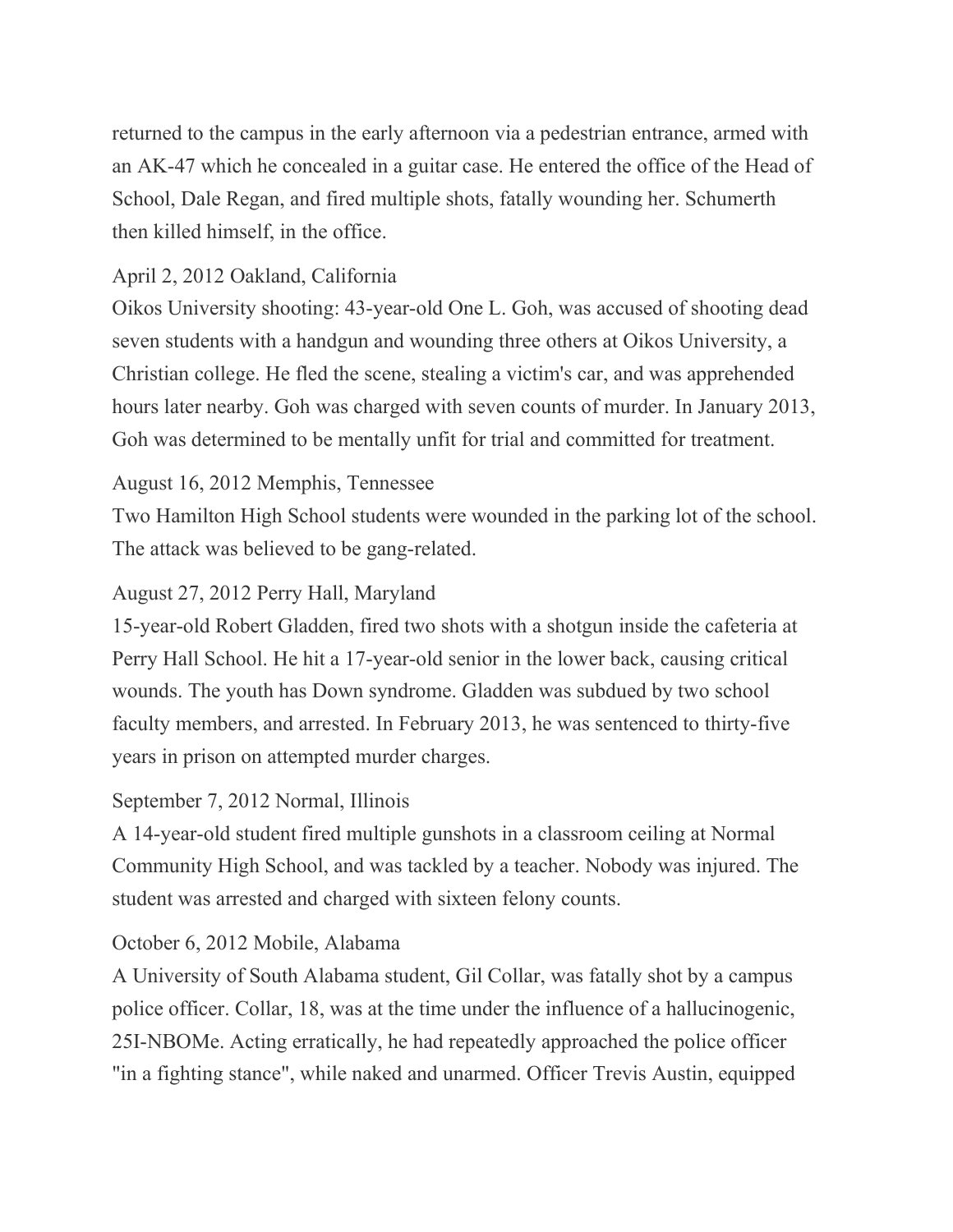returned to the campus in the early afternoon via a pedestrian entrance, armed with an AK-47 which he concealed in a guitar case. He entered the office of the Head of School, Dale Regan, and fired multiple shots, fatally wounding her. Schumerth then killed himself, in the office.

April 2, 2012 Oakland, California
Oikos University shooting: 43-year-old One L. Goh, was accused of shooting dead seven students with a handgun and wounding three others at Oikos University, a Christian college. He fled the scene, stealing a victim's car, and was apprehended hours later nearby. Goh was charged with seven counts of murder. In January 2013, Goh was determined to be mentally unfit for trial and committed for treatment.

August 16, 2012 Memphis, Tennessee
Two Hamilton High School students were wounded in the parking lot of the school. The attack was believed to be gang-related.

August 27, 2012 Perry Hall, Maryland
15-year-old Robert Gladden, fired two shots with a shotgun inside the cafeteria at Perry Hall School. He hit a 17-year-old senior in the lower back, causing critical wounds. The youth has Down syndrome. Gladden was subdued by two school faculty members, and arrested. In February 2013, he was sentenced to thirty-five years in prison on attempted murder charges.

September 7, 2012 Normal, Illinois
A 14-year-old student fired multiple gunshots in a classroom ceiling at Normal Community High School, and was tackled by a teacher. Nobody was injured. The student was arrested and charged with sixteen felony counts.

October 6, 2012 Mobile, Alabama
A University of South Alabama student, Gil Collar, was fatally shot by a campus police officer. Collar, 18, was at the time under the influence of a hallucinogenic, 25I-NBOMe. Acting erratically, he had repeatedly approached the police officer "in a fighting stance", while naked and unarmed. Officer Trevis Austin, equipped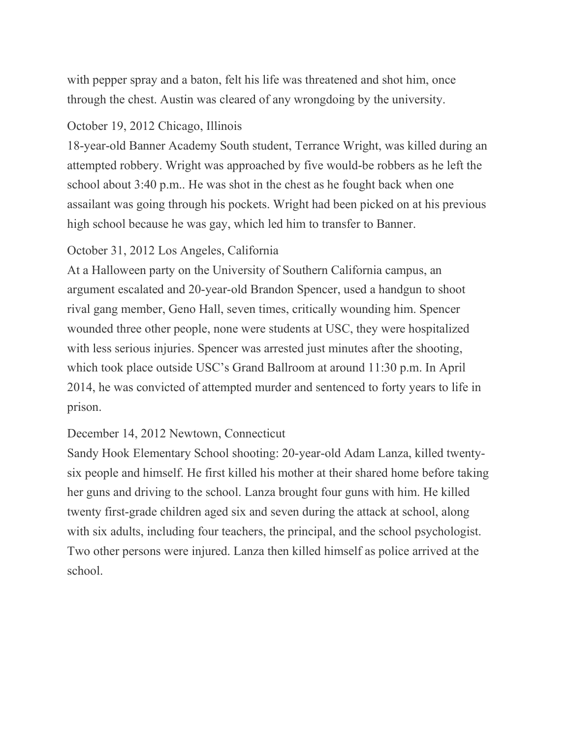with pepper spray and a baton, felt his life was threatened and shot him, once through the chest. Austin was cleared of any wrongdoing by the university.

October 19, 2012 Chicago, Illinois
18-year-old Banner Academy South student, Terrance Wright, was killed during an attempted robbery. Wright was approached by five would-be robbers as he left the school about 3:40 p.m.. He was shot in the chest as he fought back when one assailant was going through his pockets. Wright had been picked on at his previous high school because he was gay, which led him to transfer to Banner.

October 31, 2012 Los Angeles, California
At a Halloween party on the University of Southern California campus, an argument escalated and 20-year-old Brandon Spencer, used a handgun to shoot rival gang member, Geno Hall, seven times, critically wounding him. Spencer wounded three other people, none were students at USC, they were hospitalized with less serious injuries. Spencer was arrested just minutes after the shooting, which took place outside USC's Grand Ballroom at around 11:30 p.m. In April 2014, he was convicted of attempted murder and sentenced to forty years to life in prison.

December 14, 2012 Newtown, Connecticut
Sandy Hook Elementary School shooting: 20-year-old Adam Lanza, killed twenty-six people and himself. He first killed his mother at their shared home before taking her guns and driving to the school. Lanza brought four guns with him. He killed twenty first-grade children aged six and seven during the attack at school, along with six adults, including four teachers, the principal, and the school psychologist. Two other persons were injured. Lanza then killed himself as police arrived at the school.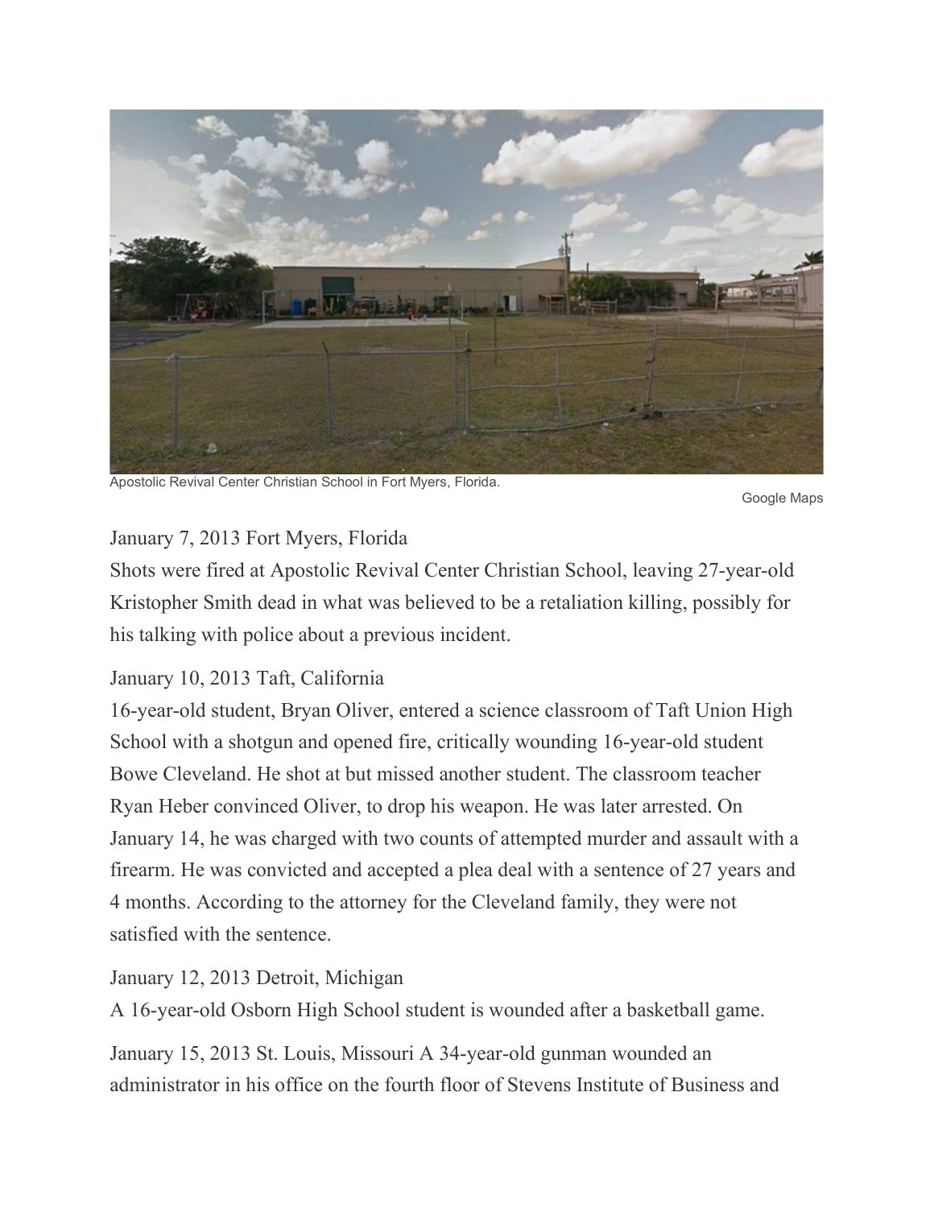Apostolic Revival Center Christian School in Fort Myers, Florida.

Google Maps

January 7, 2013 Fort Myers, Florida

Shots were fired at Apostolic Revival Center Christian School, leaving 27-year-old Kristopher Smith dead in what was believed to be a retaliation killing, possibly for his talking with police about a previous incident.

January 10, 2013 Taft, California

16-year-old student, Bryan Oliver, entered a science classroom of Taft Union High School with a shotgun and opened fire, critically wounding 16-year-old student Bowe Cleveland. He shot at but missed another student. The classroom teacher Ryan Heber convinced Oliver, to drop his weapon. He was later arrested. On January 14, he was charged with two counts of attempted murder and assault with a firearm. He was convicted and accepted a plea deal with a sentence of 27 years and 4 months. According to the attorney for the Cleveland family, they were not satisfied with the sentence.

January 12, 2013 Detroit, Michigan

A 16-year-old Osborn High School student is wounded after a basketball game.

January 15, 2013 St. Louis, Missouri A 34-year-old gunman wounded an administrator in his office on the fourth floor of Stevens Institute of Business and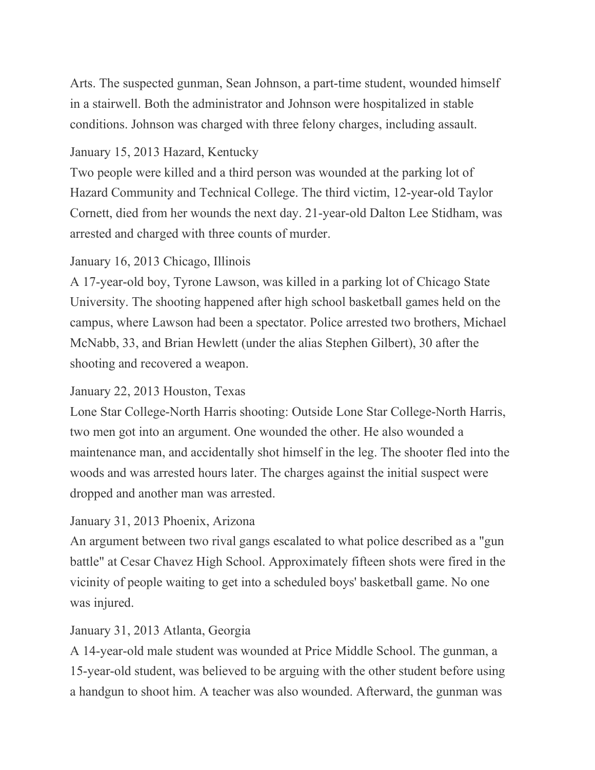Arts. The suspected gunman, Sean Johnson, a part-time student, wounded himself in a stairwell. Both the administrator and Johnson were hospitalized in stable conditions. Johnson was charged with three felony charges, including assault.

January 15, 2013 Hazard, Kentucky
Two people were killed and a third person was wounded at the parking lot of Hazard Community and Technical College. The third victim, 12-year-old Taylor Cornett, died from her wounds the next day. 21-year-old Dalton Lee Stidham, was arrested and charged with three counts of murder.

January 16, 2013 Chicago, Illinois
A 17-year-old boy, Tyrone Lawson, was killed in a parking lot of Chicago State University. The shooting happened after high school basketball games held on the campus, where Lawson had been a spectator. Police arrested two brothers, Michael McNabb, 33, and Brian Hewlett (under the alias Stephen Gilbert), 30 after the shooting and recovered a weapon.

January 22, 2013 Houston, Texas
Lone Star College-North Harris shooting: Outside Lone Star College-North Harris, two men got into an argument. One wounded the other. He also wounded a maintenance man, and accidentally shot himself in the leg. The shooter fled into the woods and was arrested hours later. The charges against the initial suspect were dropped and another man was arrested.

January 31, 2013 Phoenix, Arizona
An argument between two rival gangs escalated to what police described as a "gun battle" at Cesar Chavez High School. Approximately fifteen shots were fired in the vicinity of people waiting to get into a scheduled boys' basketball game. No one was injured.

January 31, 2013 Atlanta, Georgia
A 14-year-old male student was wounded at Price Middle School. The gunman, a 15-year-old student, was believed to be arguing with the other student before using a handgun to shoot him. A teacher was also wounded. Afterward, the gunman was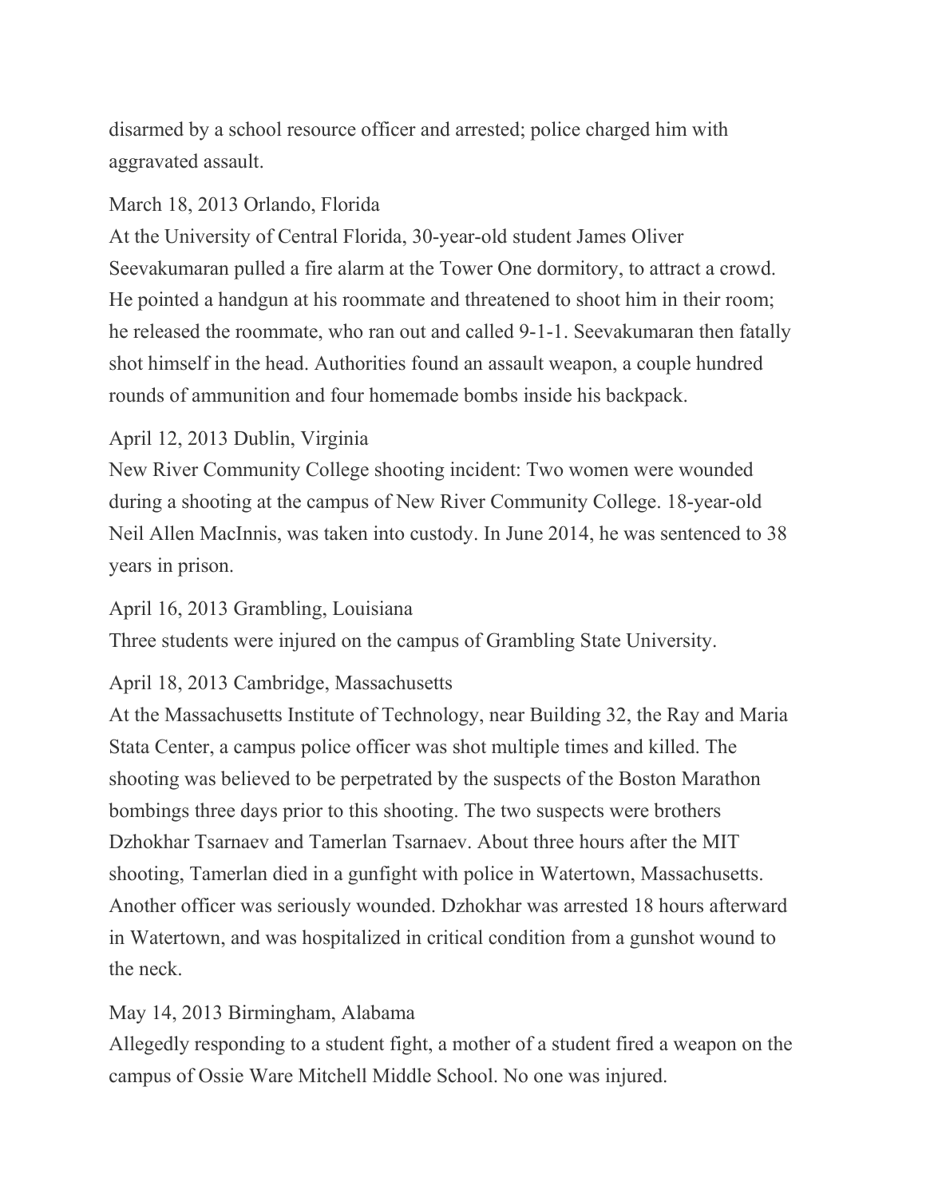disarmed by a school resource officer and arrested; police charged him with aggravated assault.

March 18, 2013 Orlando, Florida
At the University of Central Florida, 30-year-old student James Oliver Seevakumaran pulled a fire alarm at the Tower One dormitory, to attract a crowd. He pointed a handgun at his roommate and threatened to shoot him in their room; he released the roommate, who ran out and called 9-1-1. Seevakumaran then fatally shot himself in the head. Authorities found an assault weapon, a couple hundred rounds of ammunition and four homemade bombs inside his backpack.

April 12, 2013 Dublin, Virginia
New River Community College shooting incident: Two women were wounded during a shooting at the campus of New River Community College. 18-year-old Neil Allen MacInnis, was taken into custody. In June 2014, he was sentenced to 38 years in prison.

April 16, 2013 Grambling, Louisiana
Three students were injured on the campus of Grambling State University.

April 18, 2013 Cambridge, Massachusetts
At the Massachusetts Institute of Technology, near Building 32, the Ray and Maria Stata Center, a campus police officer was shot multiple times and killed. The shooting was believed to be perpetrated by the suspects of the Boston Marathon bombings three days prior to this shooting. The two suspects were brothers Dzhokhar Tsarnaev and Tamerlan Tsarnaev. About three hours after the MIT shooting, Tamerlan died in a gunfight with police in Watertown, Massachusetts. Another officer was seriously wounded. Dzhokhar was arrested 18 hours afterward in Watertown, and was hospitalized in critical condition from a gunshot wound to the neck.

May 14, 2013 Birmingham, Alabama
Allegedly responding to a student fight, a mother of a student fired a weapon on the campus of Ossie Ware Mitchell Middle School. No one was injured.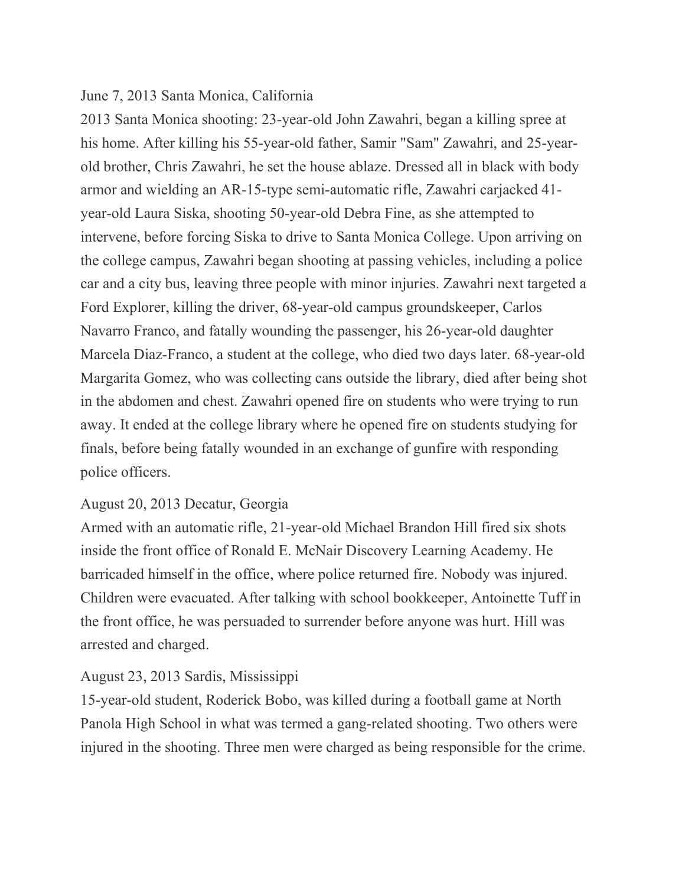June 7, 2013 Santa Monica, California

2013 Santa Monica shooting: 23-year-old John Zawahri, began a killing spree at his home. After killing his 55-year-old father, Samir "Sam" Zawahri, and 25-year-old brother, Chris Zawahri, he set the house ablaze. Dressed all in black with body armor and wielding an AR-15-type semi-automatic rifle, Zawahri carjacked 41-year-old Laura Siska, shooting 50-year-old Debra Fine, as she attempted to intervene, before forcing Siska to drive to Santa Monica College. Upon arriving on the college campus, Zawahri began shooting at passing vehicles, including a police car and a city bus, leaving three people with minor injuries. Zawahri next targeted a Ford Explorer, killing the driver, 68-year-old campus groundskeeper, Carlos Navarro Franco, and fatally wounding the passenger, his 26-year-old daughter Marcela Diaz-Franco, a student at the college, who died two days later. 68-year-old Margarita Gomez, who was collecting cans outside the library, died after being shot in the abdomen and chest. Zawahri opened fire on students who were trying to run away. It ended at the college library where he opened fire on students studying for finals, before being fatally wounded in an exchange of gunfire with responding police officers.

August 20, 2013 Decatur, Georgia

Armed with an automatic rifle, 21-year-old Michael Brandon Hill fired six shots inside the front office of Ronald E. McNair Discovery Learning Academy. He barricaded himself in the office, where police returned fire. Nobody was injured. Children were evacuated. After talking with school bookkeeper, Antoinette Tuff in the front office, he was persuaded to surrender before anyone was hurt. Hill was arrested and charged.

August 23, 2013 Sardis, Mississippi

15-year-old student, Roderick Bobo, was killed during a football game at North Panola High School in what was termed a gang-related shooting. Two others were injured in the shooting. Three men were charged as being responsible for the crime.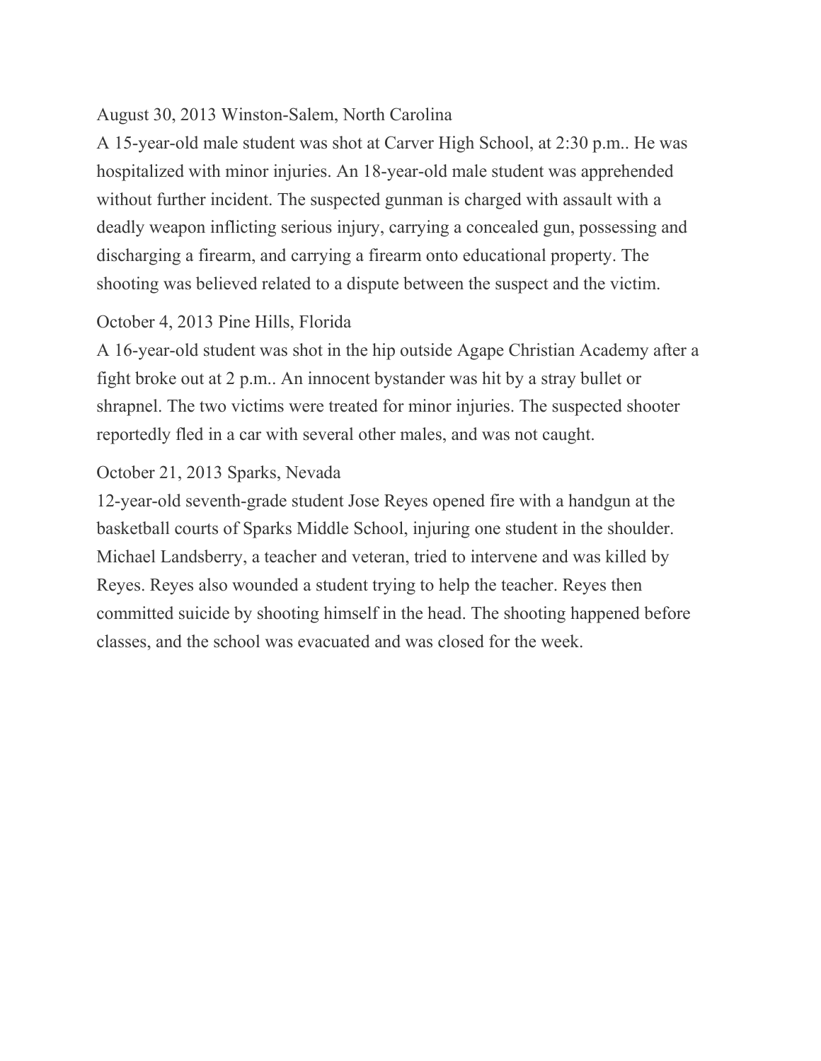August 30, 2013 Winston-Salem, North Carolina
A 15-year-old male student was shot at Carver High School, at 2:30 p.m.. He was hospitalized with minor injuries. An 18-year-old male student was apprehended without further incident. The suspected gunman is charged with assault with a deadly weapon inflicting serious injury, carrying a concealed gun, possessing and discharging a firearm, and carrying a firearm onto educational property. The shooting was believed related to a dispute between the suspect and the victim.

October 4, 2013 Pine Hills, Florida
A 16-year-old student was shot in the hip outside Agape Christian Academy after a fight broke out at 2 p.m.. An innocent bystander was hit by a stray bullet or shrapnel. The two victims were treated for minor injuries. The suspected shooter reportedly fled in a car with several other males, and was not caught.

October 21, 2013 Sparks, Nevada
12-year-old seventh-grade student Jose Reyes opened fire with a handgun at the basketball courts of Sparks Middle School, injuring one student in the shoulder. Michael Landsberry, a teacher and veteran, tried to intervene and was killed by Reyes. Reyes also wounded a student trying to help the teacher. Reyes then committed suicide by shooting himself in the head. The shooting happened before classes, and the school was evacuated and was closed for the week.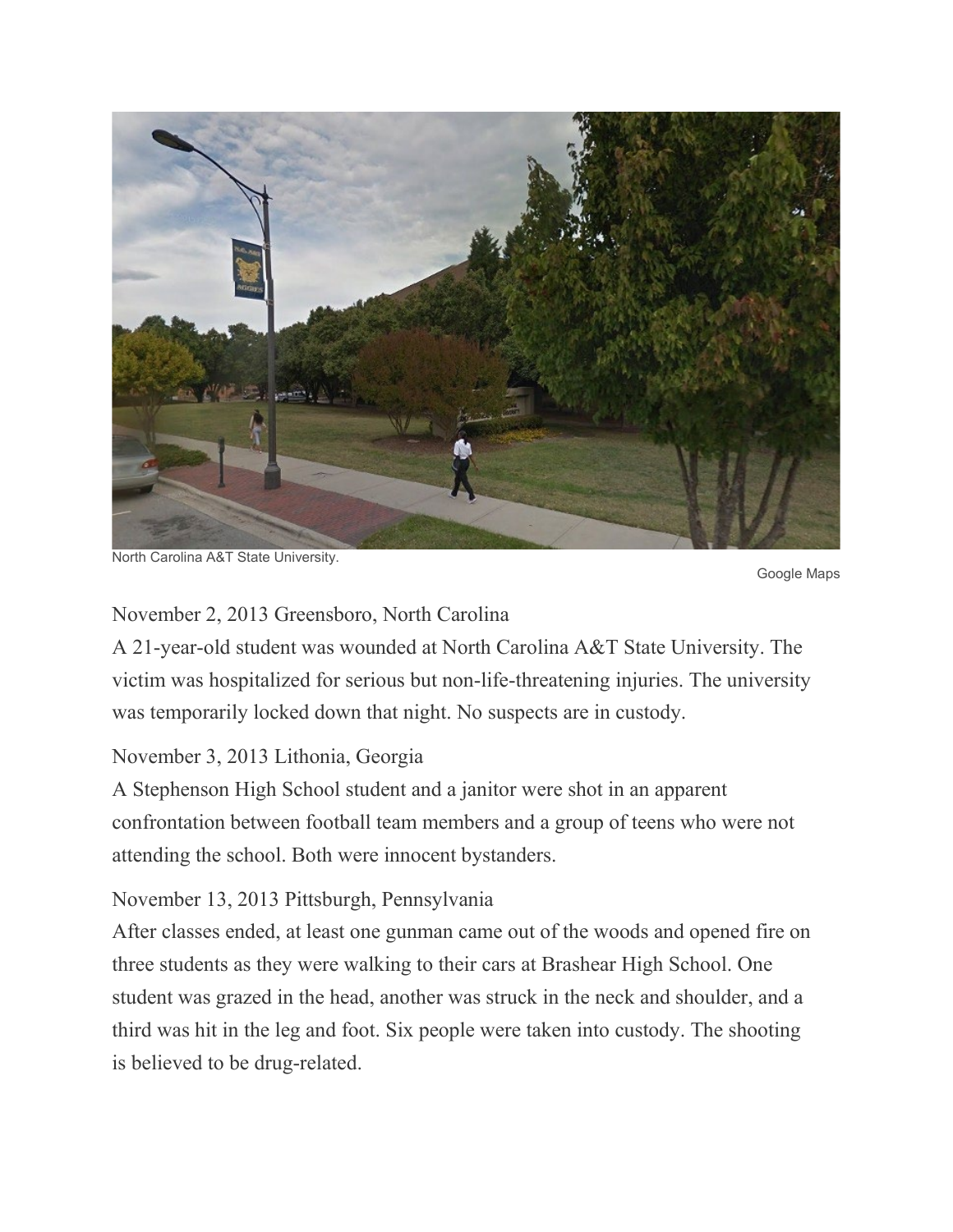North Carolina A&T State University.

Google Maps

November 2, 2013 Greensboro, North Carolina

A 21-year-old student was wounded at North Carolina A&T State University. The victim was hospitalized for serious but non-life-threatening injuries. The university was temporarily locked down that night. No suspects are in custody.

November 3, 2013 Lithonia, Georgia

A Stephenson High School student and a janitor were shot in an apparent confrontation between football team members and a group of teens who were not attending the school. Both were innocent bystanders.

November 13, 2013 Pittsburgh, Pennsylvania

After classes ended, at least one gunman came out of the woods and opened fire on three students as they were walking to their cars at Brashear High School. One student was grazed in the head, another was struck in the neck and shoulder, and a third was hit in the leg and foot. Six people were taken into custody. The shooting is believed to be drug-related.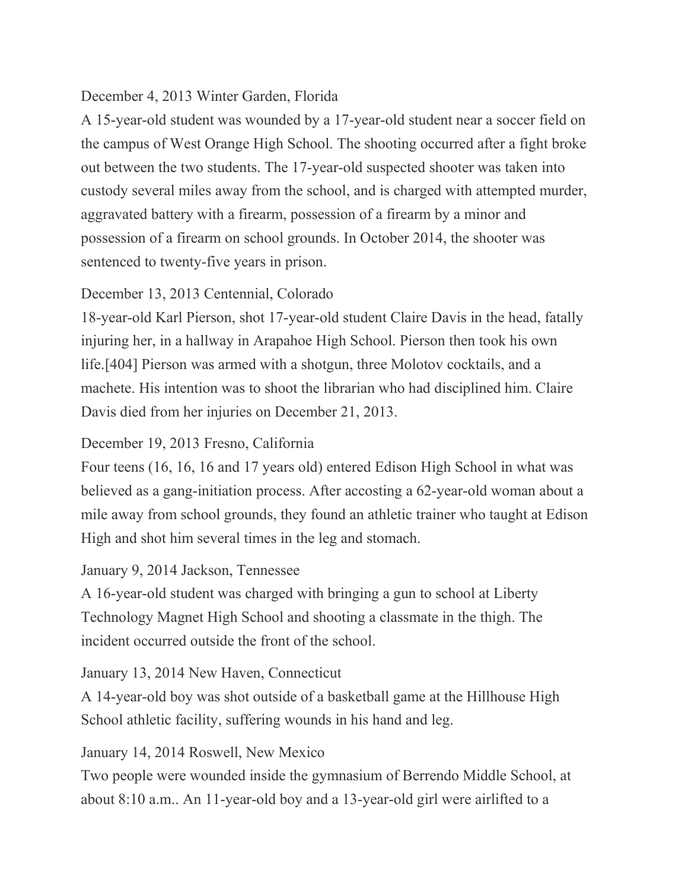December 4, 2013 Winter Garden, Florida

A 15-year-old student was wounded by a 17-year-old student near a soccer field on the campus of West Orange High School. The shooting occurred after a fight broke out between the two students. The 17-year-old suspected shooter was taken into custody several miles away from the school, and is charged with attempted murder, aggravated battery with a firearm, possession of a firearm by a minor and possession of a firearm on school grounds. In October 2014, the shooter was sentenced to twenty-five years in prison.

December 13, 2013 Centennial, Colorado

18-year-old Karl Pierson, shot 17-year-old student Claire Davis in the head, fatally injuring her, in a hallway in Arapahoe High School. Pierson then took his own life.[404] Pierson was armed with a shotgun, three Molotov cocktails, and a machete. His intention was to shoot the librarian who had disciplined him. Claire Davis died from her injuries on December 21, 2013.

December 19, 2013 Fresno, California

Four teens (16, 16, 16 and 17 years old) entered Edison High School in what was believed as a gang-initiation process. After accosting a 62-year-old woman about a mile away from school grounds, they found an athletic trainer who taught at Edison High and shot him several times in the leg and stomach.

January 9, 2014 Jackson, Tennessee

A 16-year-old student was charged with bringing a gun to school at Liberty Technology Magnet High School and shooting a classmate in the thigh. The incident occurred outside the front of the school.

January 13, 2014 New Haven, Connecticut

A 14-year-old boy was shot outside of a basketball game at the Hillhouse High School athletic facility, suffering wounds in his hand and leg.

January 14, 2014 Roswell, New Mexico

Two people were wounded inside the gymnasium of Berrendo Middle School, at about 8:10 a.m.. An 11-year-old boy and a 13-year-old girl were airlifted to a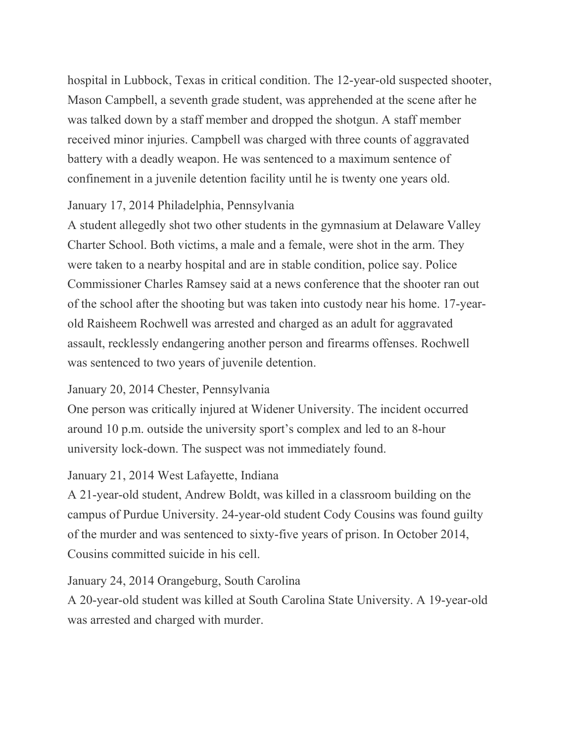hospital in Lubbock, Texas in critical condition. The 12-year-old suspected shooter, Mason Campbell, a seventh grade student, was apprehended at the scene after he was talked down by a staff member and dropped the shotgun. A staff member received minor injuries. Campbell was charged with three counts of aggravated battery with a deadly weapon. He was sentenced to a maximum sentence of confinement in a juvenile detention facility until he is twenty one years old.

January 17, 2014 Philadelphia, Pennsylvania
A student allegedly shot two other students in the gymnasium at Delaware Valley Charter School. Both victims, a male and a female, were shot in the arm. They were taken to a nearby hospital and are in stable condition, police say. Police Commissioner Charles Ramsey said at a news conference that the shooter ran out of the school after the shooting but was taken into custody near his home. 17-year-old Raisheem Rochwell was arrested and charged as an adult for aggravated assault, recklessly endangering another person and firearms offenses. Rochwell was sentenced to two years of juvenile detention.

January 20, 2014 Chester, Pennsylvania
One person was critically injured at Widener University. The incident occurred around 10 p.m. outside the university sport's complex and led to an 8-hour university lock-down. The suspect was not immediately found.

January 21, 2014 West Lafayette, Indiana
A 21-year-old student, Andrew Boldt, was killed in a classroom building on the campus of Purdue University. 24-year-old student Cody Cousins was found guilty of the murder and was sentenced to sixty-five years of prison. In October 2014, Cousins committed suicide in his cell.

January 24, 2014 Orangeburg, South Carolina
A 20-year-old student was killed at South Carolina State University. A 19-year-old was arrested and charged with murder.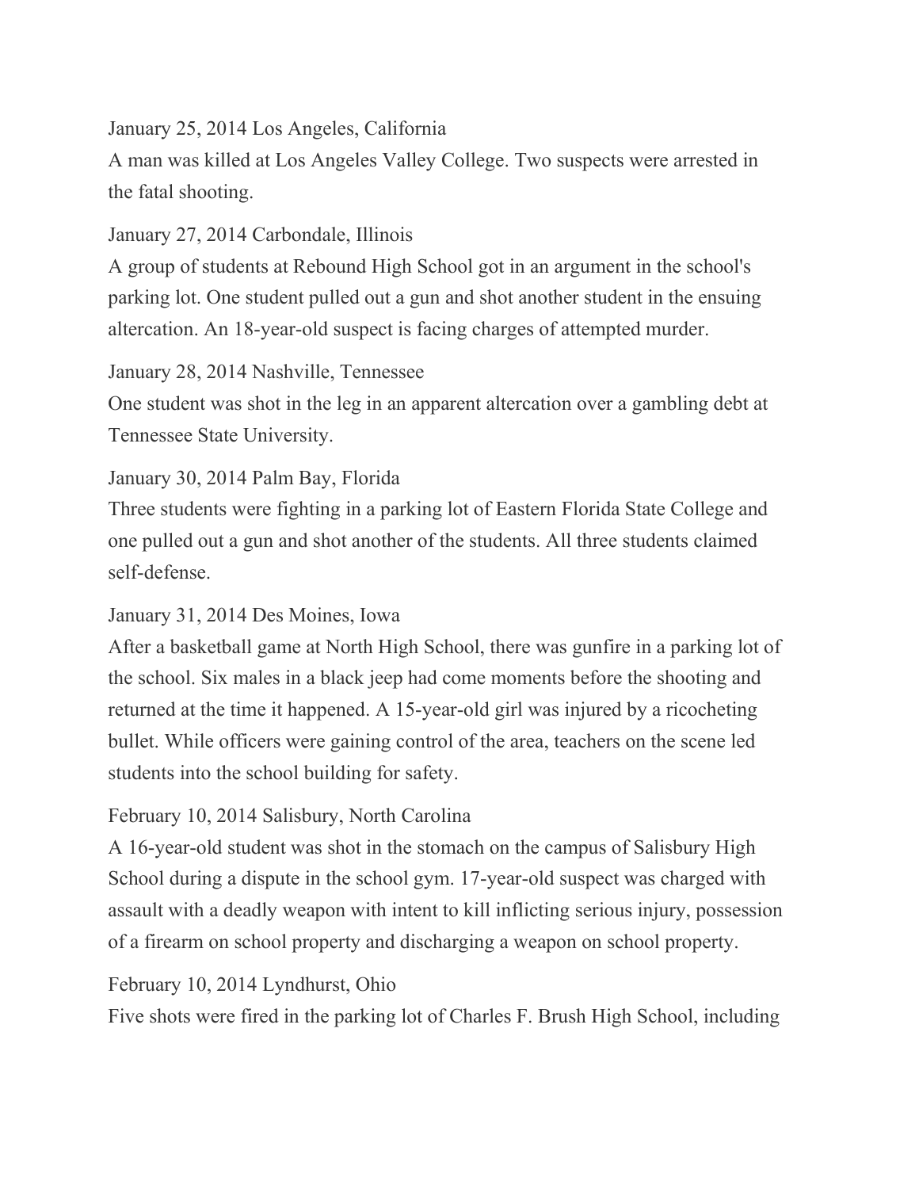January 25, 2014 Los Angeles, California

A man was killed at Los Angeles Valley College. Two suspects were arrested in the fatal shooting.

January 27, 2014 Carbondale, Illinois

A group of students at Rebound High School got in an argument in the school's parking lot. One student pulled out a gun and shot another student in the ensuing altercation. An 18-year-old suspect is facing charges of attempted murder.

January 28, 2014 Nashville, Tennessee

One student was shot in the leg in an apparent altercation over a gambling debt at Tennessee State University.

January 30, 2014 Palm Bay, Florida

Three students were fighting in a parking lot of Eastern Florida State College and one pulled out a gun and shot another of the students. All three students claimed self-defense.

January 31, 2014 Des Moines, Iowa

After a basketball game at North High School, there was gunfire in a parking lot of the school. Six males in a black jeep had come moments before the shooting and returned at the time it happened. A 15-year-old girl was injured by a ricocheting bullet. While officers were gaining control of the area, teachers on the scene led students into the school building for safety.

February 10, 2014 Salisbury, North Carolina

A 16-year-old student was shot in the stomach on the campus of Salisbury High School during a dispute in the school gym. 17-year-old suspect was charged with assault with a deadly weapon with intent to kill inflicting serious injury, possession of a firearm on school property and discharging a weapon on school property.

February 10, 2014 Lyndhurst, Ohio

Five shots were fired in the parking lot of Charles F. Brush High School, including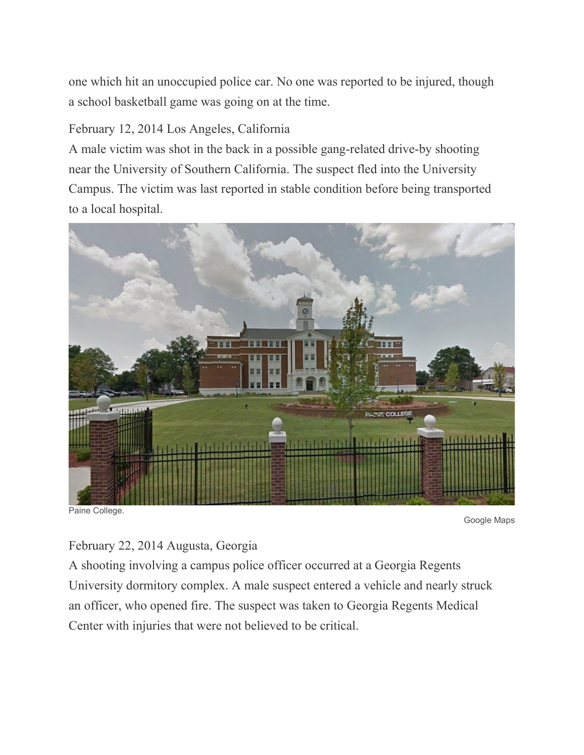one which hit an unoccupied police car. No one was reported to be injured, though a school basketball game was going on at the time.

February 12, 2014 Los Angeles, California
A male victim was shot in the back in a possible gang-related drive-by shooting near the University of Southern California. The suspect fled into the University Campus. The victim was last reported in stable condition before being transported to a local hospital.

Paine College.

Google Maps

February 22, 2014 Augusta, Georgia
A shooting involving a campus police officer occurred at a Georgia Regents University dormitory complex. A male suspect entered a vehicle and nearly struck an officer, who opened fire. The suspect was taken to Georgia Regents Medical Center with injuries that were not believed to be critical.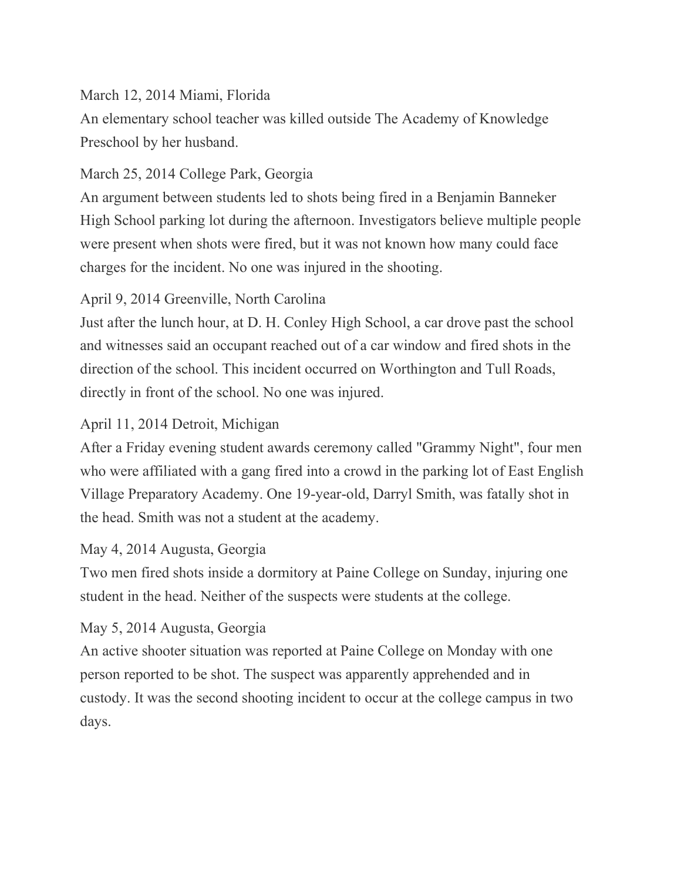March 12, 2014 Miami, Florida
An elementary school teacher was killed outside The Academy of Knowledge Preschool by her husband.

March 25, 2014 College Park, Georgia
An argument between students led to shots being fired in a Benjamin Banneker High School parking lot during the afternoon. Investigators believe multiple people were present when shots were fired, but it was not known how many could face charges for the incident. No one was injured in the shooting.

April 9, 2014 Greenville, North Carolina
Just after the lunch hour, at D. H. Conley High School, a car drove past the school and witnesses said an occupant reached out of a car window and fired shots in the direction of the school. This incident occurred on Worthington and Tull Roads, directly in front of the school. No one was injured.

April 11, 2014 Detroit, Michigan
After a Friday evening student awards ceremony called "Grammy Night", four men who were affiliated with a gang fired into a crowd in the parking lot of East English Village Preparatory Academy. One 19-year-old, Darryl Smith, was fatally shot in the head. Smith was not a student at the academy.

May 4, 2014 Augusta, Georgia
Two men fired shots inside a dormitory at Paine College on Sunday, injuring one student in the head. Neither of the suspects were students at the college.

May 5, 2014 Augusta, Georgia
An active shooter situation was reported at Paine College on Monday with one person reported to be shot. The suspect was apparently apprehended and in custody. It was the second shooting incident to occur at the college campus in two days.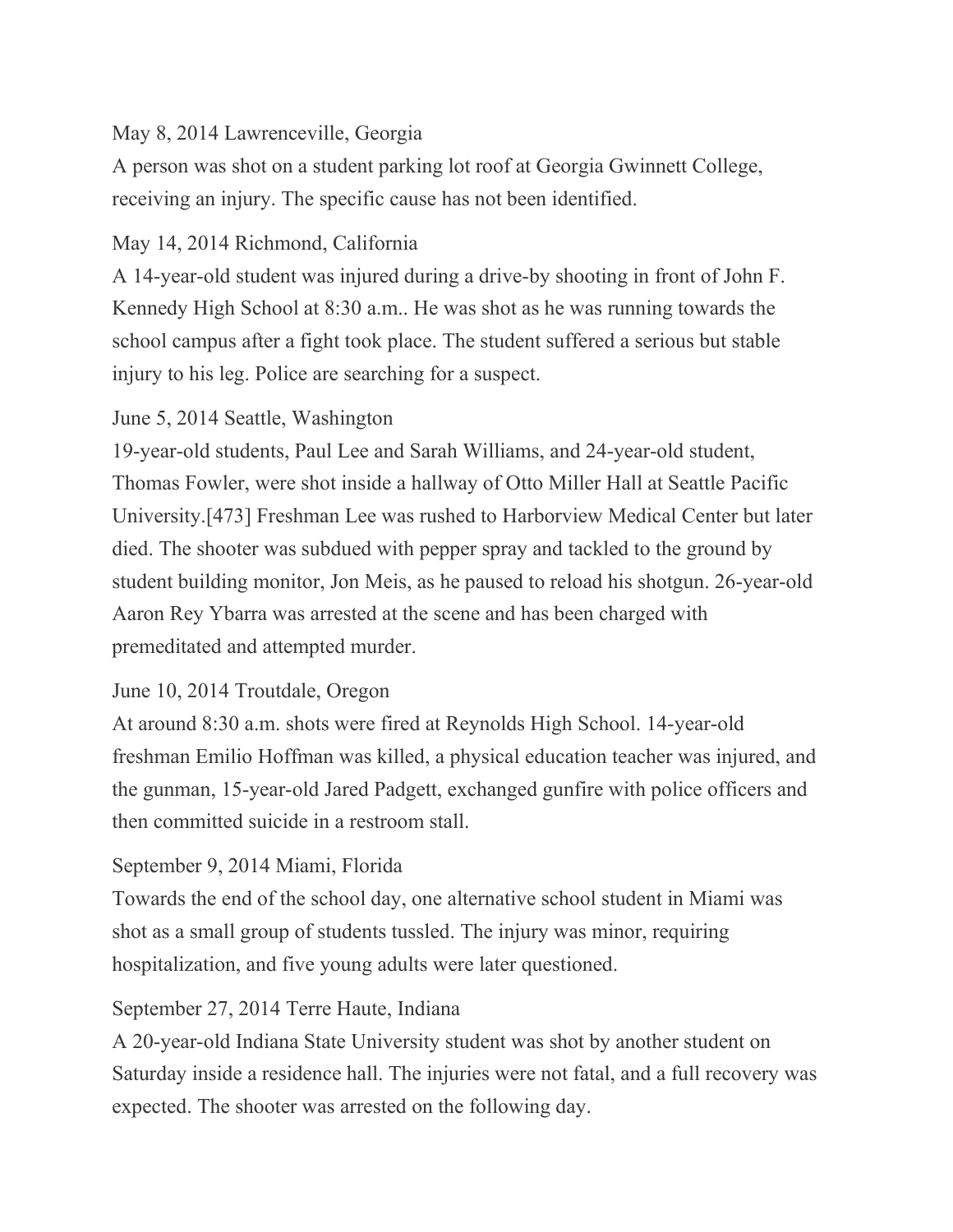May 8, 2014 Lawrenceville, Georgia

A person was shot on a student parking lot roof at Georgia Gwinnett College, receiving an injury. The specific cause has not been identified.

May 14, 2014 Richmond, California

A 14-year-old student was injured during a drive-by shooting in front of John F. Kennedy High School at 8:30 a.m.. He was shot as he was running towards the school campus after a fight took place. The student suffered a serious but stable injury to his leg. Police are searching for a suspect.

June 5, 2014 Seattle, Washington

19-year-old students, Paul Lee and Sarah Williams, and 24-year-old student, Thomas Fowler, were shot inside a hallway of Otto Miller Hall at Seattle Pacific University.[473] Freshman Lee was rushed to Harborview Medical Center but later died. The shooter was subdued with pepper spray and tackled to the ground by student building monitor, Jon Meis, as he paused to reload his shotgun. 26-year-old Aaron Rey Ybarra was arrested at the scene and has been charged with premeditated and attempted murder.

June 10, 2014 Troutdale, Oregon

At around 8:30 a.m. shots were fired at Reynolds High School. 14-year-old freshman Emilio Hoffman was killed, a physical education teacher was injured, and the gunman, 15-year-old Jared Padgett, exchanged gunfire with police officers and then committed suicide in a restroom stall.

September 9, 2014 Miami, Florida

Towards the end of the school day, one alternative school student in Miami was shot as a small group of students tussled. The injury was minor, requiring hospitalization, and five young adults were later questioned.

September 27, 2014 Terre Haute, Indiana

A 20-year-old Indiana State University student was shot by another student on Saturday inside a residence hall. The injuries were not fatal, and a full recovery was expected. The shooter was arrested on the following day.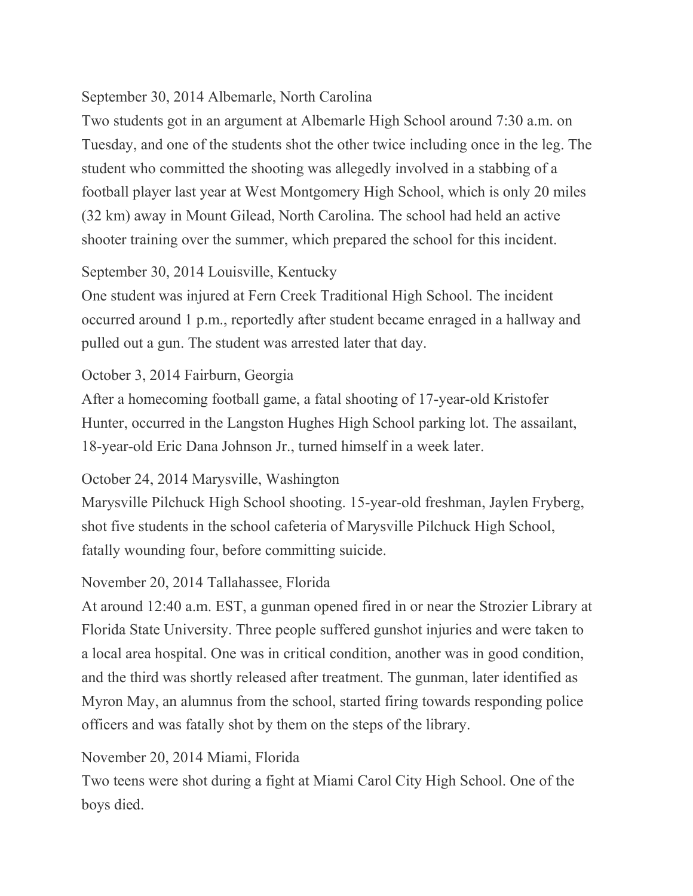September 30, 2014 Albemarle, North Carolina

Two students got in an argument at Albemarle High School around 7:30 a.m. on Tuesday, and one of the students shot the other twice including once in the leg. The student who committed the shooting was allegedly involved in a stabbing of a football player last year at West Montgomery High School, which is only 20 miles (32 km) away in Mount Gilead, North Carolina. The school had held an active shooter training over the summer, which prepared the school for this incident.

September 30, 2014 Louisville, Kentucky

One student was injured at Fern Creek Traditional High School. The incident occurred around 1 p.m., reportedly after student became enraged in a hallway and pulled out a gun. The student was arrested later that day.

October 3, 2014 Fairburn, Georgia

After a homecoming football game, a fatal shooting of 17-year-old Kristofer Hunter, occurred in the Langston Hughes High School parking lot. The assailant, 18-year-old Eric Dana Johnson Jr., turned himself in a week later.

October 24, 2014 Marysville, Washington

Marysville Pilchuck High School shooting. 15-year-old freshman, Jaylen Fryberg, shot five students in the school cafeteria of Marysville Pilchuck High School, fatally wounding four, before committing suicide.

November 20, 2014 Tallahassee, Florida

At around 12:40 a.m. EST, a gunman opened fired in or near the Strozier Library at Florida State University. Three people suffered gunshot injuries and were taken to a local area hospital. One was in critical condition, another was in good condition, and the third was shortly released after treatment. The gunman, later identified as Myron May, an alumnus from the school, started firing towards responding police officers and was fatally shot by them on the steps of the library.

November 20, 2014 Miami, Florida

Two teens were shot during a fight at Miami Carol City High School. One of the boys died.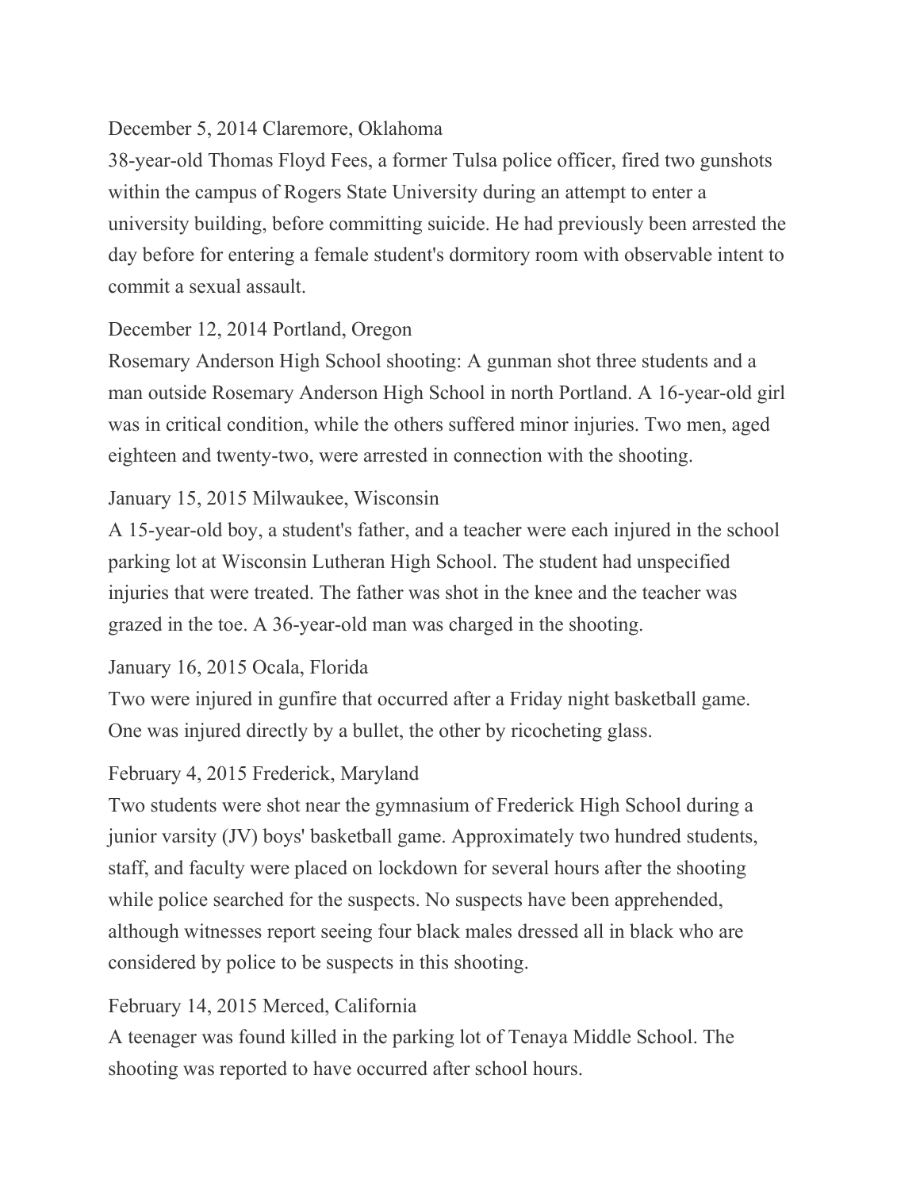December 5, 2014 Claremore, Oklahoma
38-year-old Thomas Floyd Fees, a former Tulsa police officer, fired two gunshots within the campus of Rogers State University during an attempt to enter a university building, before committing suicide. He had previously been arrested the day before for entering a female student's dormitory room with observable intent to commit a sexual assault.

December 12, 2014 Portland, Oregon
Rosemary Anderson High School shooting: A gunman shot three students and a man outside Rosemary Anderson High School in north Portland. A 16-year-old girl was in critical condition, while the others suffered minor injuries. Two men, aged eighteen and twenty-two, were arrested in connection with the shooting.

January 15, 2015 Milwaukee, Wisconsin
A 15-year-old boy, a student's father, and a teacher were each injured in the school parking lot at Wisconsin Lutheran High School. The student had unspecified injuries that were treated. The father was shot in the knee and the teacher was grazed in the toe. A 36-year-old man was charged in the shooting.

January 16, 2015 Ocala, Florida
Two were injured in gunfire that occurred after a Friday night basketball game. One was injured directly by a bullet, the other by ricocheting glass.

February 4, 2015 Frederick, Maryland
Two students were shot near the gymnasium of Frederick High School during a junior varsity (JV) boys' basketball game. Approximately two hundred students, staff, and faculty were placed on lockdown for several hours after the shooting while police searched for the suspects. No suspects have been apprehended, although witnesses report seeing four black males dressed all in black who are considered by police to be suspects in this shooting.

February 14, 2015 Merced, California
A teenager was found killed in the parking lot of Tenaya Middle School. The shooting was reported to have occurred after school hours.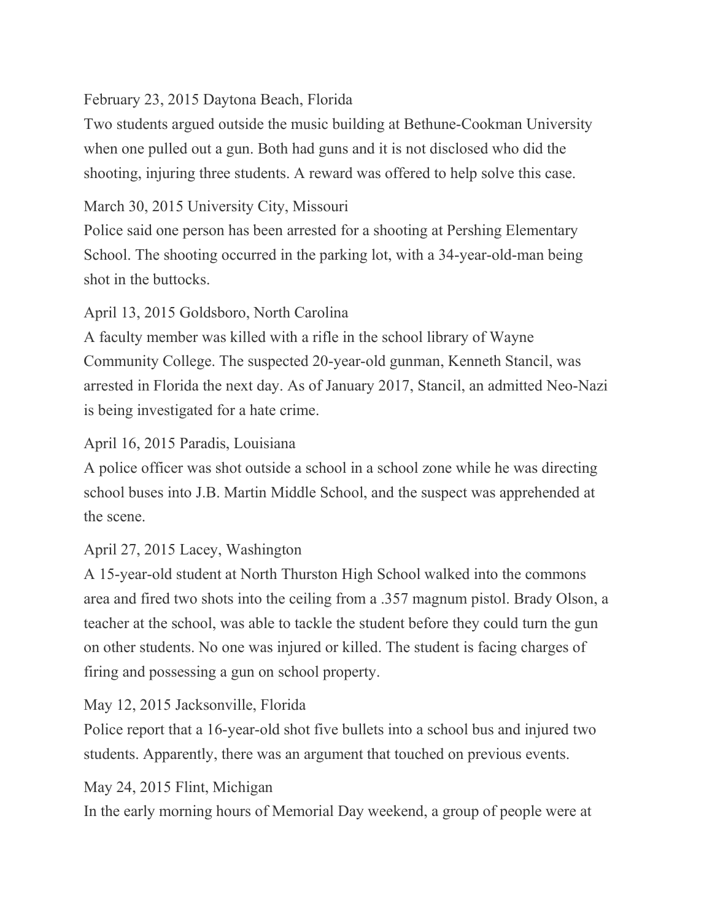February 23, 2015 Daytona Beach, Florida

Two students argued outside the music building at Bethune-Cookman University when one pulled out a gun. Both had guns and it is not disclosed who did the shooting, injuring three students. A reward was offered to help solve this case.

March 30, 2015 University City, Missouri

Police said one person has been arrested for a shooting at Pershing Elementary School. The shooting occurred in the parking lot, with a 34-year-old-man being shot in the buttocks.

April 13, 2015 Goldsboro, North Carolina

A faculty member was killed with a rifle in the school library of Wayne Community College. The suspected 20-year-old gunman, Kenneth Stancil, was arrested in Florida the next day. As of January 2017, Stancil, an admitted Neo-Nazi is being investigated for a hate crime.

April 16, 2015 Paradis, Louisiana

A police officer was shot outside a school in a school zone while he was directing school buses into J.B. Martin Middle School, and the suspect was apprehended at the scene.

April 27, 2015 Lacey, Washington

A 15-year-old student at North Thurston High School walked into the commons area and fired two shots into the ceiling from a .357 magnum pistol. Brady Olson, a teacher at the school, was able to tackle the student before they could turn the gun on other students. No one was injured or killed. The student is facing charges of firing and possessing a gun on school property.

May 12, 2015 Jacksonville, Florida

Police report that a 16-year-old shot five bullets into a school bus and injured two students. Apparently, there was an argument that touched on previous events.

May 24, 2015 Flint, Michigan

In the early morning hours of Memorial Day weekend, a group of people were at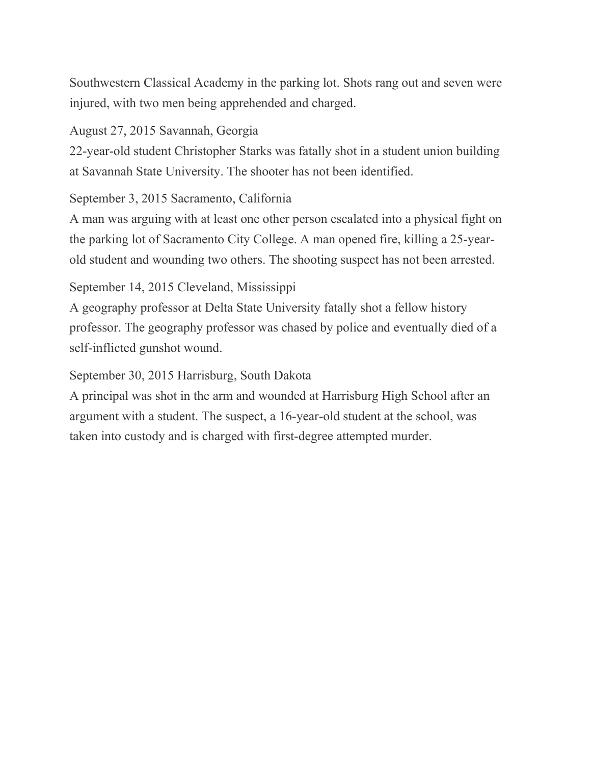Southwestern Classical Academy in the parking lot. Shots rang out and seven were injured, with two men being apprehended and charged.

August 27, 2015 Savannah, Georgia
22-year-old student Christopher Starks was fatally shot in a student union building at Savannah State University. The shooter has not been identified.

September 3, 2015 Sacramento, California
A man was arguing with at least one other person escalated into a physical fight on the parking lot of Sacramento City College. A man opened fire, killing a 25-year-old student and wounding two others. The shooting suspect has not been arrested.

September 14, 2015 Cleveland, Mississippi
A geography professor at Delta State University fatally shot a fellow history professor. The geography professor was chased by police and eventually died of a self-inflicted gunshot wound.

September 30, 2015 Harrisburg, South Dakota
A principal was shot in the arm and wounded at Harrisburg High School after an argument with a student. The suspect, a 16-year-old student at the school, was taken into custody and is charged with first-degree attempted murder.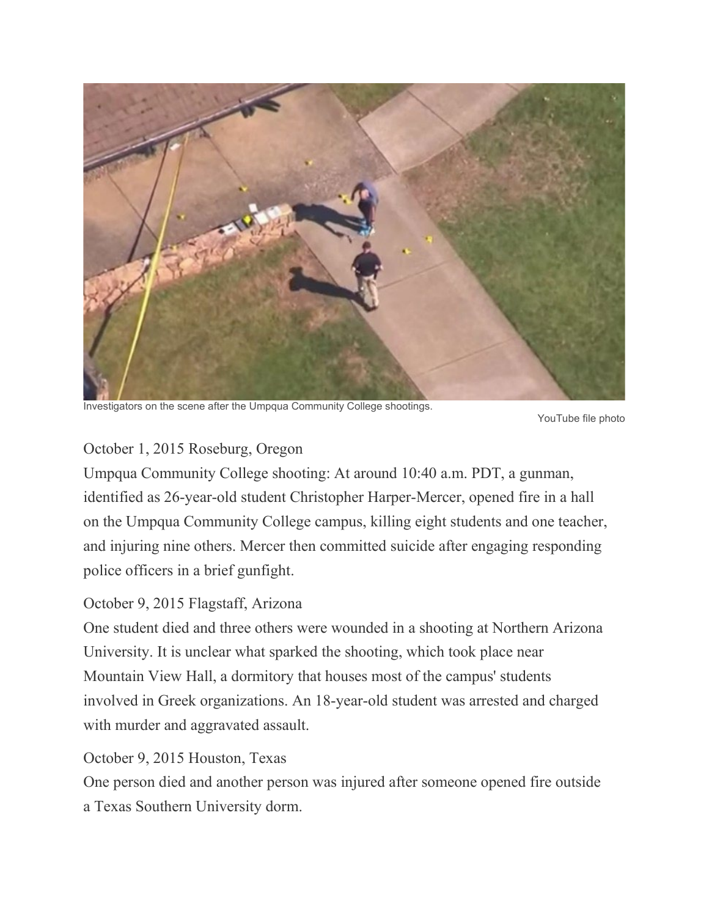Investigators on the scene after the Umpqua Community College shootings.

YouTube file photo

October 1, 2015 Roseburg, Oregon

Umpqua Community College shooting: At around 10:40 a.m. PDT, a gunman, identified as 26-year-old student Christopher Harper-Mercer, opened fire in a hall on the Umpqua Community College campus, killing eight students and one teacher, and injuring nine others. Mercer then committed suicide after engaging responding police officers in a brief gunfight.

October 9, 2015 Flagstaff, Arizona

One student died and three others were wounded in a shooting at Northern Arizona University. It is unclear what sparked the shooting, which took place near Mountain View Hall, a dormitory that houses most of the campus' students involved in Greek organizations. An 18-year-old student was arrested and charged with murder and aggravated assault.

October 9, 2015 Houston, Texas

One person died and another person was injured after someone opened fire outside a Texas Southern University dorm.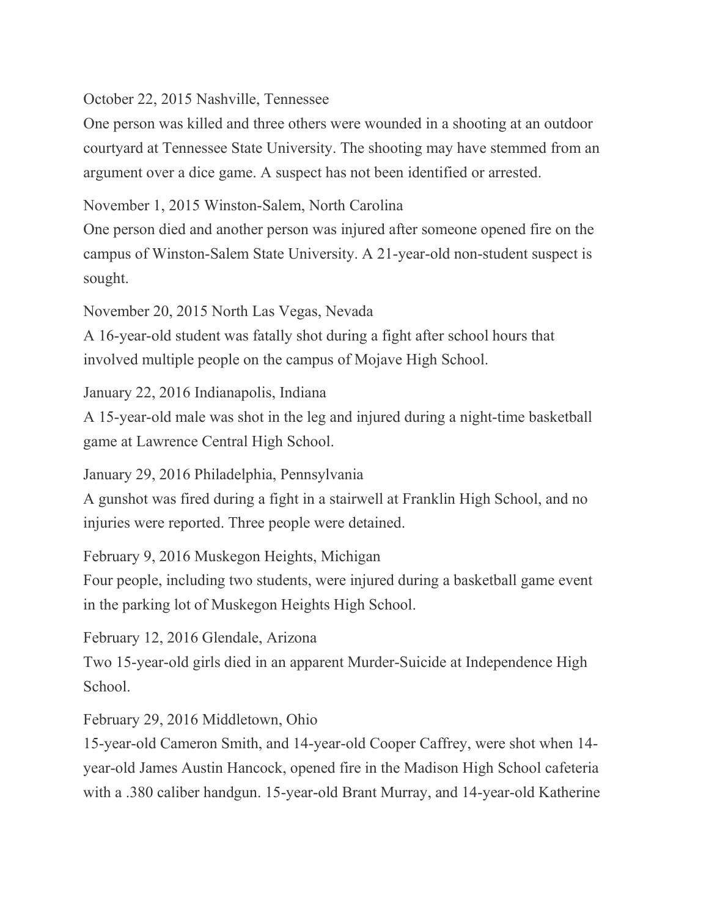October 22, 2015 Nashville, Tennessee
One person was killed and three others were wounded in a shooting at an outdoor courtyard at Tennessee State University. The shooting may have stemmed from an argument over a dice game. A suspect has not been identified or arrested.

November 1, 2015 Winston-Salem, North Carolina
One person died and another person was injured after someone opened fire on the campus of Winston-Salem State University. A 21-year-old non-student suspect is sought.

November 20, 2015 North Las Vegas, Nevada
A 16-year-old student was fatally shot during a fight after school hours that involved multiple people on the campus of Mojave High School.

January 22, 2016 Indianapolis, Indiana
A 15-year-old male was shot in the leg and injured during a night-time basketball game at Lawrence Central High School.

January 29, 2016 Philadelphia, Pennsylvania
A gunshot was fired during a fight in a stairwell at Franklin High School, and no injuries were reported. Three people were detained.

February 9, 2016 Muskegon Heights, Michigan
Four people, including two students, were injured during a basketball game event in the parking lot of Muskegon Heights High School.

February 12, 2016 Glendale, Arizona
Two 15-year-old girls died in an apparent Murder-Suicide at Independence High School.

February 29, 2016 Middletown, Ohio
15-year-old Cameron Smith, and 14-year-old Cooper Caffrey, were shot when 14-year-old James Austin Hancock, opened fire in the Madison High School cafeteria with a .380 caliber handgun. 15-year-old Brant Murray, and 14-year-old Katherine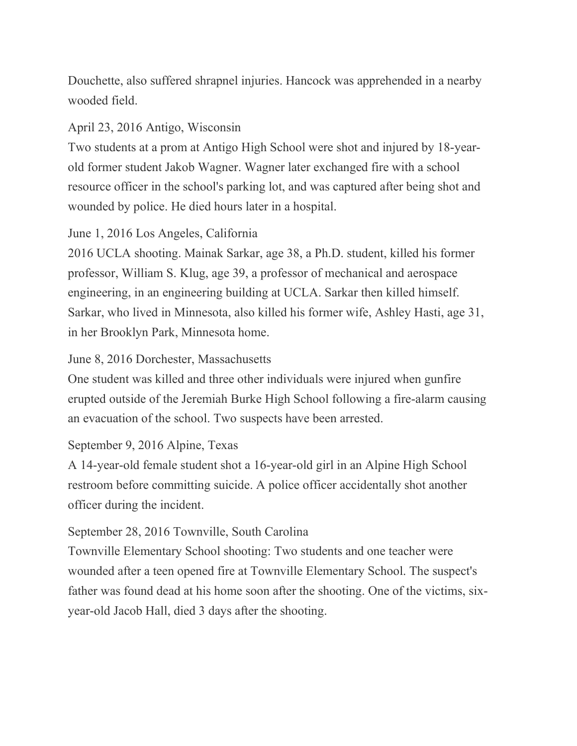Douchette, also suffered shrapnel injuries. Hancock was apprehended in a nearby wooded field.

April 23, 2016 Antigo, Wisconsin
Two students at a prom at Antigo High School were shot and injured by 18-year-old former student Jakob Wagner. Wagner later exchanged fire with a school resource officer in the school's parking lot, and was captured after being shot and wounded by police. He died hours later in a hospital.

June 1, 2016 Los Angeles, California
2016 UCLA shooting. Mainak Sarkar, age 38, a Ph.D. student, killed his former professor, William S. Klug, age 39, a professor of mechanical and aerospace engineering, in an engineering building at UCLA. Sarkar then killed himself. Sarkar, who lived in Minnesota, also killed his former wife, Ashley Hasti, age 31, in her Brooklyn Park, Minnesota home.

June 8, 2016 Dorchester, Massachusetts
One student was killed and three other individuals were injured when gunfire erupted outside of the Jeremiah Burke High School following a fire-alarm causing an evacuation of the school. Two suspects have been arrested.

September 9, 2016 Alpine, Texas
A 14-year-old female student shot a 16-year-old girl in an Alpine High School restroom before committing suicide. A police officer accidentally shot another officer during the incident.

September 28, 2016 Townville, South Carolina
Townville Elementary School shooting: Two students and one teacher were wounded after a teen opened fire at Townville Elementary School. The suspect's father was found dead at his home soon after the shooting. One of the victims, six-year-old Jacob Hall, died 3 days after the shooting.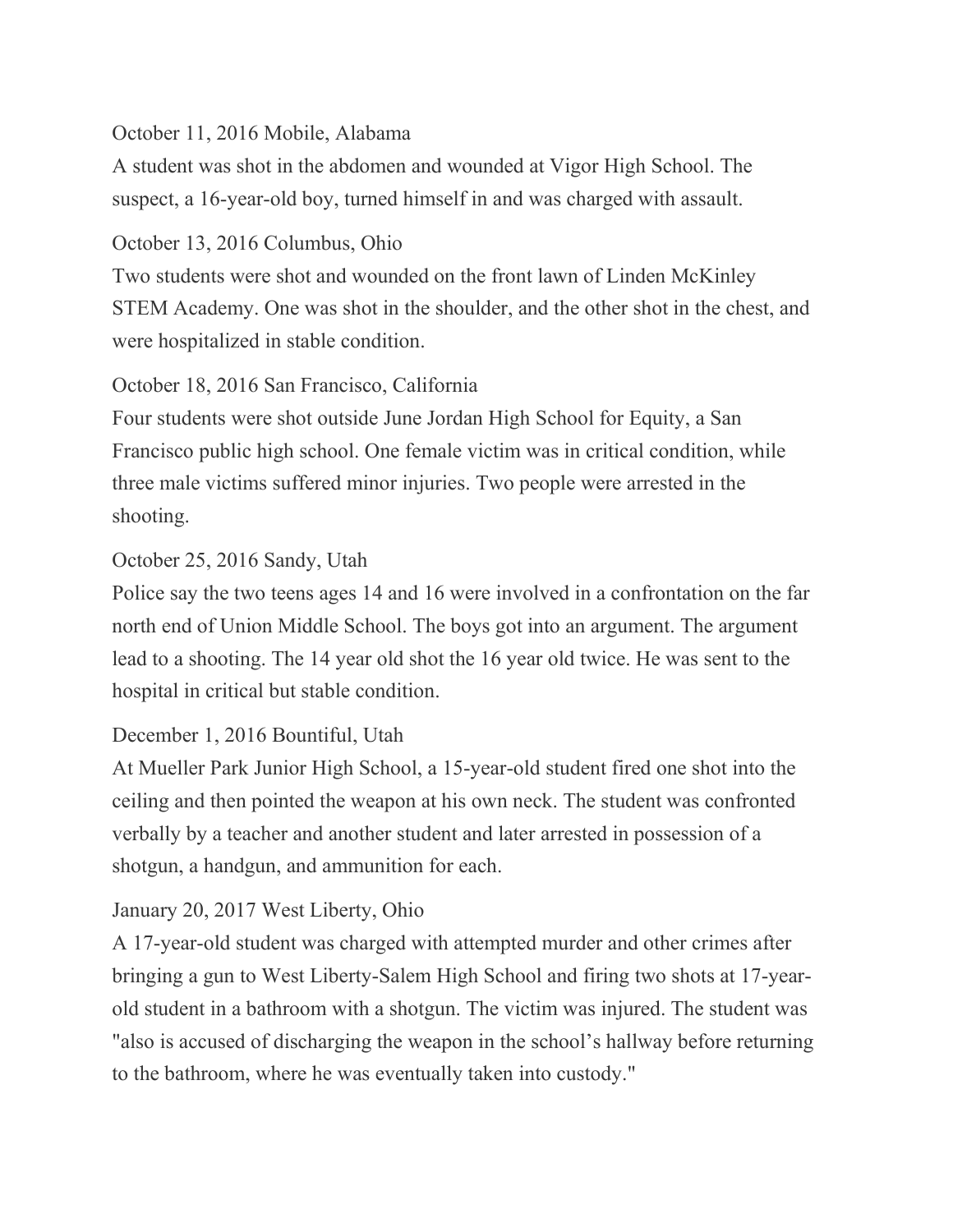October 11, 2016 Mobile, Alabama
A student was shot in the abdomen and wounded at Vigor High School. The suspect, a 16-year-old boy, turned himself in and was charged with assault.

October 13, 2016 Columbus, Ohio
Two students were shot and wounded on the front lawn of Linden McKinley STEM Academy. One was shot in the shoulder, and the other shot in the chest, and were hospitalized in stable condition.

October 18, 2016 San Francisco, California
Four students were shot outside June Jordan High School for Equity, a San Francisco public high school. One female victim was in critical condition, while three male victims suffered minor injuries. Two people were arrested in the shooting.

October 25, 2016 Sandy, Utah
Police say the two teens ages 14 and 16 were involved in a confrontation on the far north end of Union Middle School. The boys got into an argument. The argument lead to a shooting. The 14 year old shot the 16 year old twice. He was sent to the hospital in critical but stable condition.

December 1, 2016 Bountiful, Utah
At Mueller Park Junior High School, a 15-year-old student fired one shot into the ceiling and then pointed the weapon at his own neck. The student was confronted verbally by a teacher and another student and later arrested in possession of a shotgun, a handgun, and ammunition for each.

January 20, 2017 West Liberty, Ohio
A 17-year-old student was charged with attempted murder and other crimes after bringing a gun to West Liberty-Salem High School and firing two shots at 17-year-old student in a bathroom with a shotgun. The victim was injured. The student was "also is accused of discharging the weapon in the school's hallway before returning to the bathroom, where he was eventually taken into custody."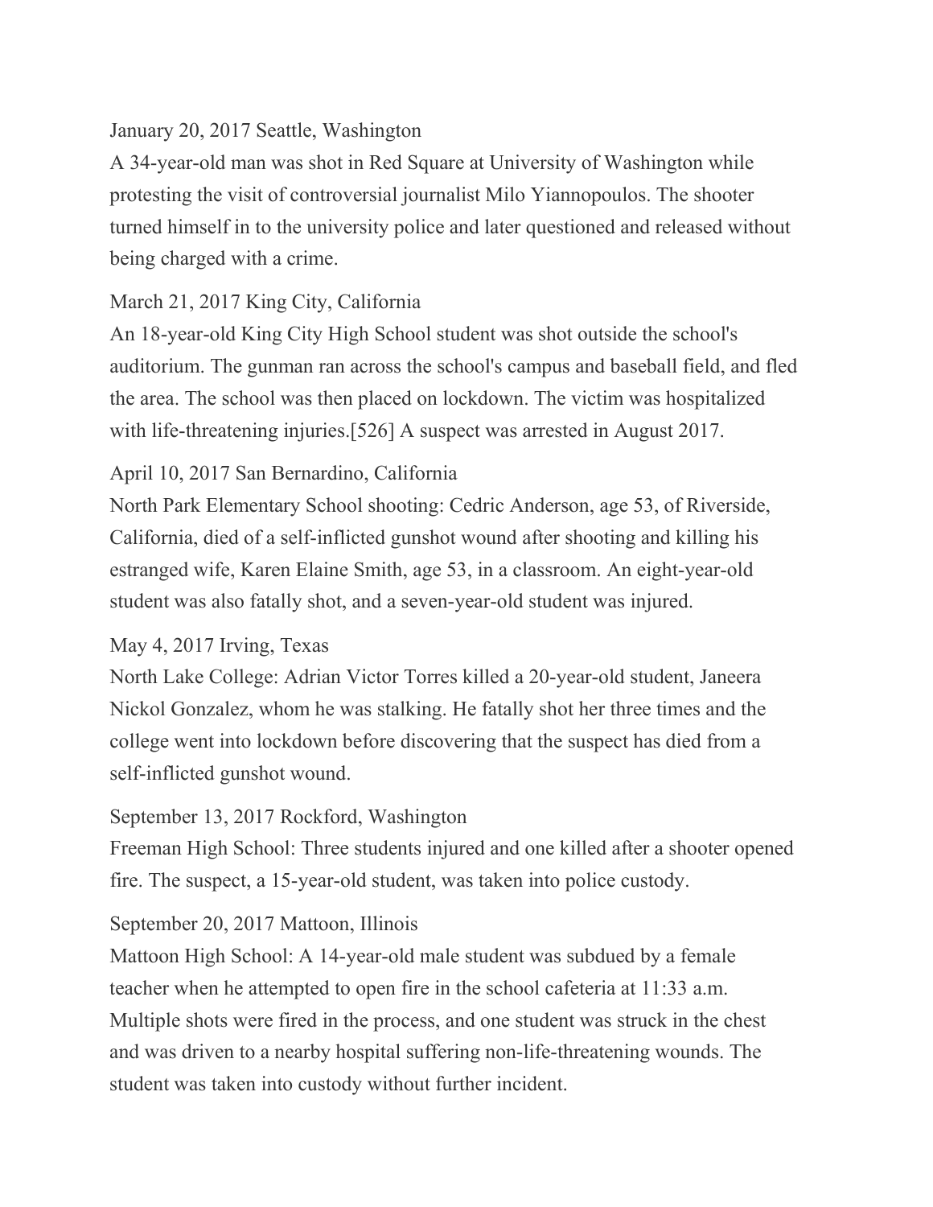January 20, 2017 Seattle, Washington

A 34-year-old man was shot in Red Square at University of Washington while protesting the visit of controversial journalist Milo Yiannopoulos. The shooter turned himself in to the university police and later questioned and released without being charged with a crime.

March 21, 2017 King City, California

An 18-year-old King City High School student was shot outside the school's auditorium. The gunman ran across the school's campus and baseball field, and fled the area. The school was then placed on lockdown. The victim was hospitalized with life-threatening injuries.[526] A suspect was arrested in August 2017.

April 10, 2017 San Bernardino, California

North Park Elementary School shooting: Cedric Anderson, age 53, of Riverside, California, died of a self-inflicted gunshot wound after shooting and killing his estranged wife, Karen Elaine Smith, age 53, in a classroom. An eight-year-old student was also fatally shot, and a seven-year-old student was injured.

May 4, 2017 Irving, Texas

North Lake College: Adrian Victor Torres killed a 20-year-old student, Janeera Nickol Gonzalez, whom he was stalking. He fatally shot her three times and the college went into lockdown before discovering that the suspect has died from a self-inflicted gunshot wound.

September 13, 2017 Rockford, Washington

Freeman High School: Three students injured and one killed after a shooter opened fire. The suspect, a 15-year-old student, was taken into police custody.

September 20, 2017 Mattoon, Illinois

Mattoon High School: A 14-year-old male student was subdued by a female teacher when he attempted to open fire in the school cafeteria at 11:33 a.m. Multiple shots were fired in the process, and one student was struck in the chest and was driven to a nearby hospital suffering non-life-threatening wounds. The student was taken into custody without further incident.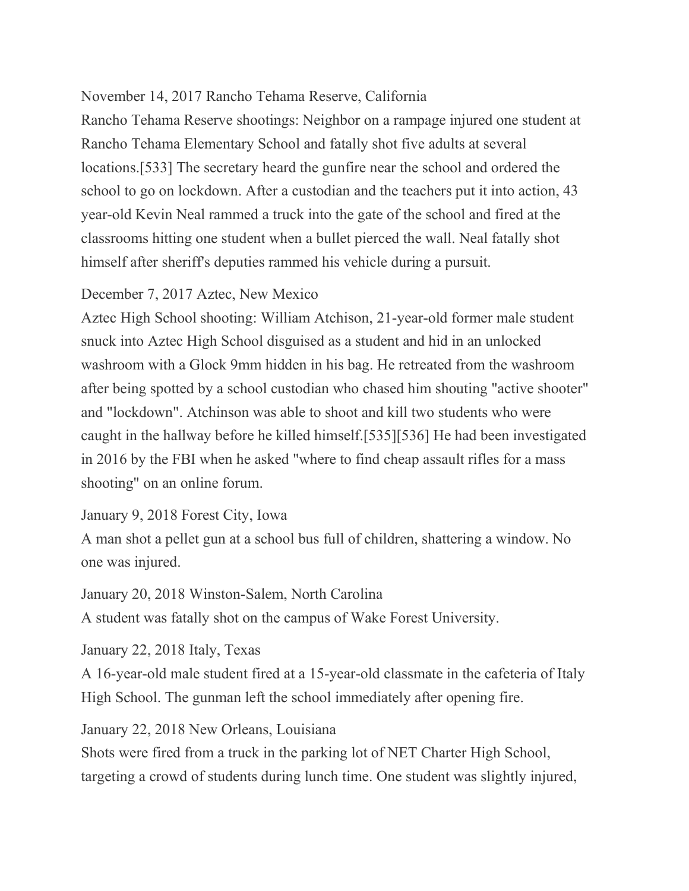November 14, 2017 Rancho Tehama Reserve, California

Rancho Tehama Reserve shootings: Neighbor on a rampage injured one student at Rancho Tehama Elementary School and fatally shot five adults at several locations.[533] The secretary heard the gunfire near the school and ordered the school to go on lockdown. After a custodian and the teachers put it into action, 43 year-old Kevin Neal rammed a truck into the gate of the school and fired at the classrooms hitting one student when a bullet pierced the wall. Neal fatally shot himself after sheriff's deputies rammed his vehicle during a pursuit.

December 7, 2017 Aztec, New Mexico

Aztec High School shooting: William Atchison, 21-year-old former male student snuck into Aztec High School disguised as a student and hid in an unlocked washroom with a Glock 9mm hidden in his bag. He retreated from the washroom after being spotted by a school custodian who chased him shouting "active shooter" and "lockdown". Atchinson was able to shoot and kill two students who were caught in the hallway before he killed himself.[535][536] He had been investigated in 2016 by the FBI when he asked "where to find cheap assault rifles for a mass shooting" on an online forum.

January 9, 2018 Forest City, Iowa

A man shot a pellet gun at a school bus full of children, shattering a window. No one was injured.

January 20, 2018 Winston-Salem, North Carolina

A student was fatally shot on the campus of Wake Forest University.

January 22, 2018 Italy, Texas

A 16-year-old male student fired at a 15-year-old classmate in the cafeteria of Italy High School. The gunman left the school immediately after opening fire.

January 22, 2018 New Orleans, Louisiana

Shots were fired from a truck in the parking lot of NET Charter High School, targeting a crowd of students during lunch time. One student was slightly injured,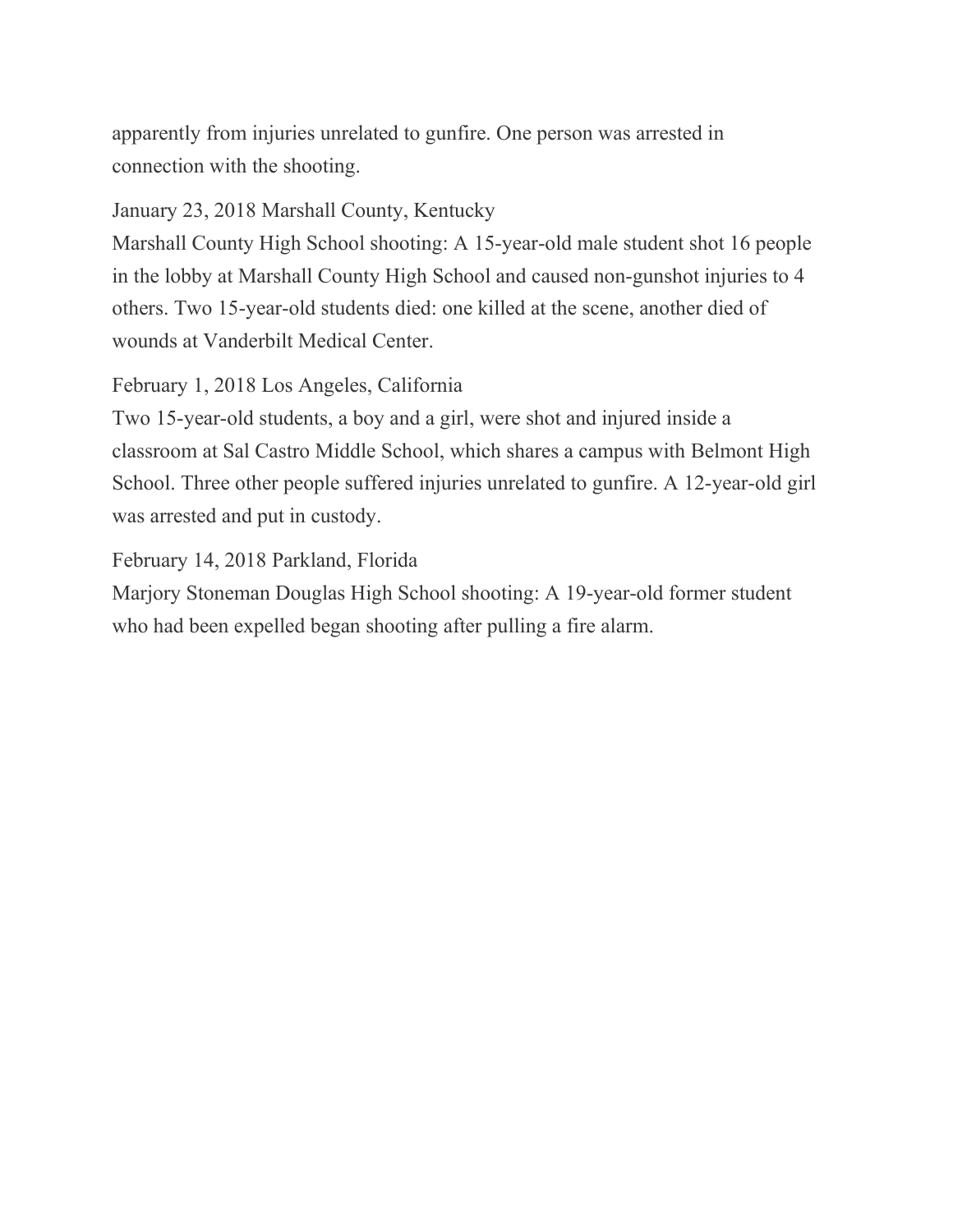apparently from injuries unrelated to gunfire. One person was arrested in connection with the shooting.

January 23, 2018 Marshall County, Kentucky
Marshall County High School shooting: A 15-year-old male student shot 16 people in the lobby at Marshall County High School and caused non-gunshot injuries to 4 others. Two 15-year-old students died: one killed at the scene, another died of wounds at Vanderbilt Medical Center.

February 1, 2018 Los Angeles, California
Two 15-year-old students, a boy and a girl, were shot and injured inside a classroom at Sal Castro Middle School, which shares a campus with Belmont High School. Three other people suffered injuries unrelated to gunfire. A 12-year-old girl was arrested and put in custody.

February 14, 2018 Parkland, Florida
Marjory Stoneman Douglas High School shooting: A 19-year-old former student who had been expelled began shooting after pulling a fire alarm.